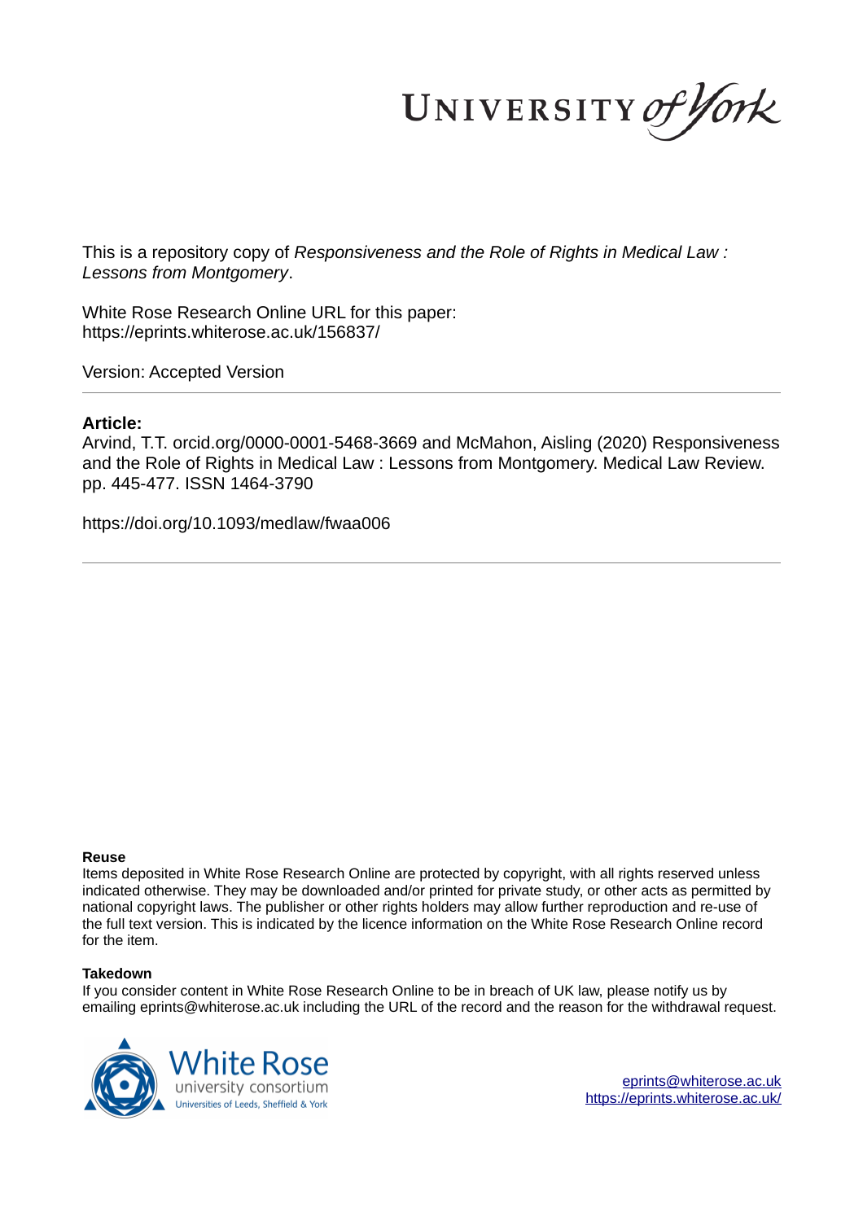This is a repository copy of *Responsiveness and the Role of Rights in Medical Law : Lessons from Montgomery*.

White Rose Research Online URL for this paper:
https://eprints.whiterose.ac.uk/156837/

Version: Accepted Version

**Article:**

Arvind, T.T. orcid.org/0000-0001-5468-3669 and McMahon, Aisling (2020) Responsiveness and the Role of Rights in Medical Law : Lessons from Montgomery. Medical Law Review. pp. 445-477. ISSN 1464-3790

https://doi.org/10.1093/medlaw/fwaa006

**Reuse**

Items deposited in White Rose Research Online are protected by copyright, with all rights reserved unless indicated otherwise. They may be downloaded and/or printed for private study, or other acts as permitted by national copyright laws. The publisher or other rights holders may allow further reproduction and re-use of the full text version. This is indicated by the licence information on the White Rose Research Online record for the item.

**Takedown**

If you consider content in White Rose Research Online to be in breach of UK law, please notify us by emailing eprints@whiterose.ac.uk including the URL of the record and the reason for the withdrawal request.

eprints@whiterose.ac.uk
https://eprints.whiterose.ac.uk/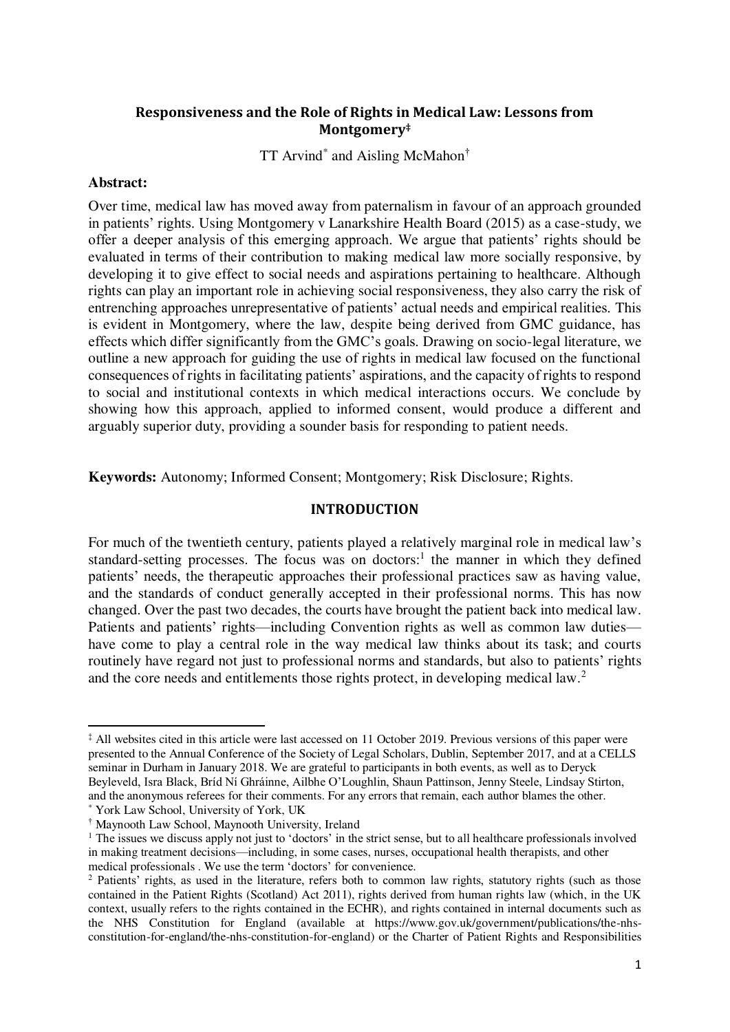# Responsiveness and the Role of Rights in Medical Law: Lessons from Montgomery[‡]

TT Arvind[*] and Aisling McMahon[†]

**Abstract:**

Over time, medical law has moved away from paternalism in favour of an approach grounded in patients' rights. Using Montgomery v Lanarkshire Health Board (2015) as a case-study, we offer a deeper analysis of this emerging approach. We argue that patients' rights should be evaluated in terms of their contribution to making medical law more socially responsive, by developing it to give effect to social needs and aspirations pertaining to healthcare. Although rights can play an important role in achieving social responsiveness, they also carry the risk of entrenching approaches unrepresentative of patients' actual needs and empirical realities. This is evident in Montgomery, where the law, despite being derived from GMC guidance, has effects which differ significantly from the GMC's goals. Drawing on socio-legal literature, we outline a new approach for guiding the use of rights in medical law focused on the functional consequences of rights in facilitating patients' aspirations, and the capacity of rights to respond to social and institutional contexts in which medical interactions occurs. We conclude by showing how this approach, applied to informed consent, would produce a different and arguably superior duty, providing a sounder basis for responding to patient needs.

**Keywords:** Autonomy; Informed Consent; Montgomery; Risk Disclosure; Rights.

## INTRODUCTION

For much of the twentieth century, patients played a relatively marginal role in medical law's standard-setting processes. The focus was on doctors:[1] the manner in which they defined patients' needs, the therapeutic approaches their professional practices saw as having value, and the standards of conduct generally accepted in their professional norms. This has now changed. Over the past two decades, the courts have brought the patient back into medical law. Patients and patients' rights—including Convention rights as well as common law duties—have come to play a central role in the way medical law thinks about its task; and courts routinely have regard not just to professional norms and standards, but also to patients' rights and the core needs and entitlements those rights protect, in developing medical law.[2]

---

[‡] All websites cited in this article were last accessed on 11 October 2019. Previous versions of this paper were presented to the Annual Conference of the Society of Legal Scholars, Dublin, September 2017, and at a CELLS seminar in Durham in January 2018. We are grateful to participants in both events, as well as to Deryck Beyleveld, Isra Black, Bríd Ní Ghráinne, Ailbhe O'Loughlin, Shaun Pattinson, Jenny Steele, Lindsay Stirton, and the anonymous referees for their comments. For any errors that remain, each author blames the other.

[*] York Law School, University of York, UK

[†] Maynooth Law School, Maynooth University, Ireland

[1] The issues we discuss apply not just to 'doctors' in the strict sense, but to all healthcare professionals involved in making treatment decisions—including, in some cases, nurses, occupational health therapists, and other medical professionals . We use the term 'doctors' for convenience.

[2] Patients' rights, as used in the literature, refers both to common law rights, statutory rights (such as those contained in the Patient Rights (Scotland) Act 2011), rights derived from human rights law (which, in the UK context, usually refers to the rights contained in the ECHR), and rights contained in internal documents such as the NHS Constitution for England (available at https://www.gov.uk/government/publications/the-nhs-constitution-for-england/the-nhs-constitution-for-england) or the Charter of Patient Rights and Responsibilities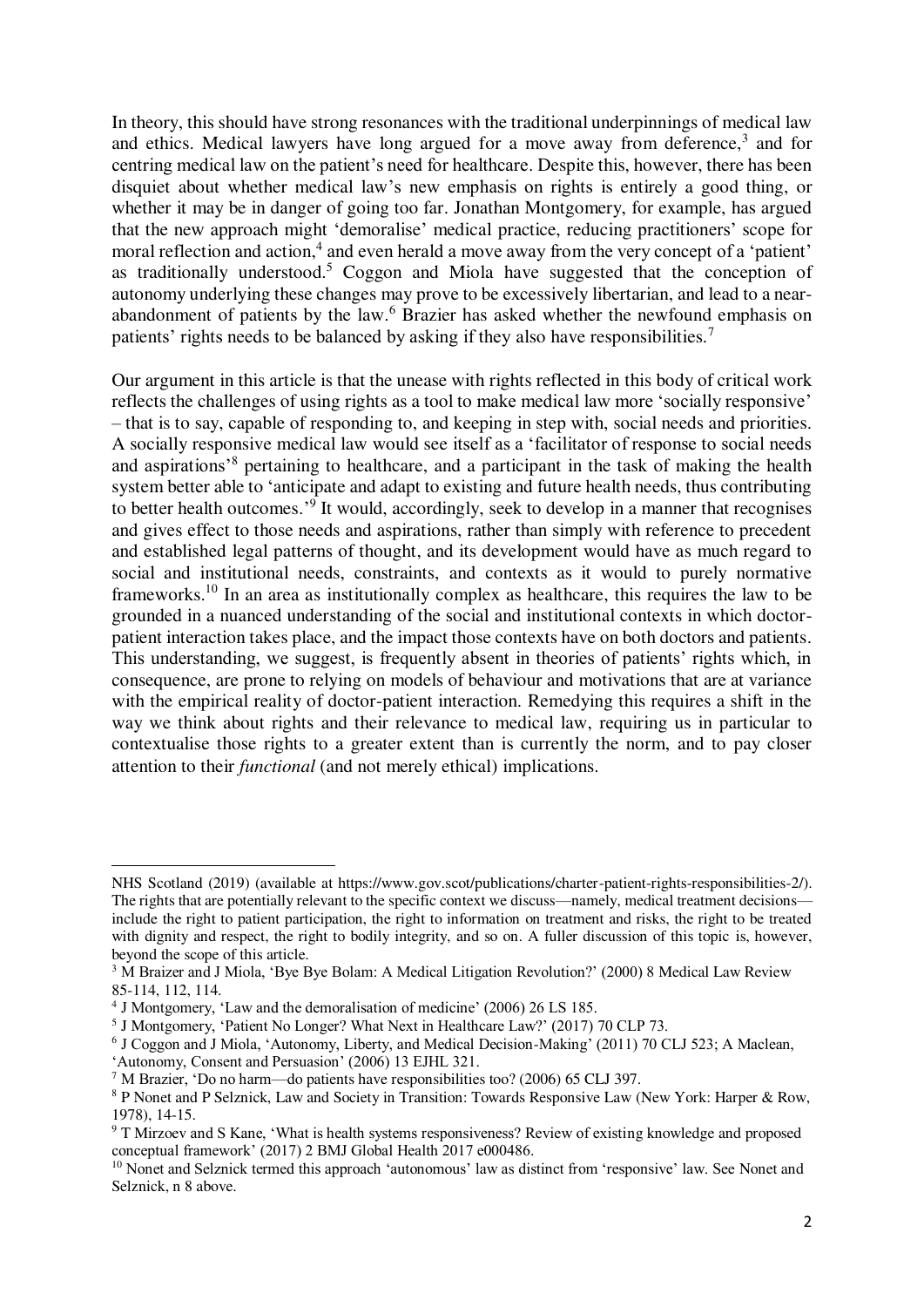In theory, this should have strong resonances with the traditional underpinnings of medical law and ethics. Medical lawyers have long argued for a move away from deference,[3] and for centring medical law on the patient's need for healthcare. Despite this, however, there has been disquiet about whether medical law's new emphasis on rights is entirely a good thing, or whether it may be in danger of going too far. Jonathan Montgomery, for example, has argued that the new approach might 'demoralise' medical practice, reducing practitioners' scope for moral reflection and action,[4] and even herald a move away from the very concept of a 'patient' as traditionally understood.[5] Coggon and Miola have suggested that the conception of autonomy underlying these changes may prove to be excessively libertarian, and lead to a near-abandonment of patients by the law.[6] Brazier has asked whether the newfound emphasis on patients' rights needs to be balanced by asking if they also have responsibilities.[7]

Our argument in this article is that the unease with rights reflected in this body of critical work reflects the challenges of using rights as a tool to make medical law more 'socially responsive' – that is to say, capable of responding to, and keeping in step with, social needs and priorities. A socially responsive medical law would see itself as a 'facilitator of response to social needs and aspirations'[8] pertaining to healthcare, and a participant in the task of making the health system better able to 'anticipate and adapt to existing and future health needs, thus contributing to better health outcomes.'[9] It would, accordingly, seek to develop in a manner that recognises and gives effect to those needs and aspirations, rather than simply with reference to precedent and established legal patterns of thought, and its development would have as much regard to social and institutional needs, constraints, and contexts as it would to purely normative frameworks.[10] In an area as institutionally complex as healthcare, this requires the law to be grounded in a nuanced understanding of the social and institutional contexts in which doctor-patient interaction takes place, and the impact those contexts have on both doctors and patients. This understanding, we suggest, is frequently absent in theories of patients' rights which, in consequence, are prone to relying on models of behaviour and motivations that are at variance with the empirical reality of doctor-patient interaction. Remedying this requires a shift in the way we think about rights and their relevance to medical law, requiring us in particular to contextualise those rights to a greater extent than is currently the norm, and to pay closer attention to their *functional* (and not merely ethical) implications.

---

NHS Scotland (2019) (available at https://www.gov.scot/publications/charter-patient-rights-responsibilities-2/). The rights that are potentially relevant to the specific context we discuss—namely, medical treatment decisions—include the right to patient participation, the right to information on treatment and risks, the right to be treated with dignity and respect, the right to bodily integrity, and so on. A fuller discussion of this topic is, however, beyond the scope of this article.

[3] M Braizer and J Miola, 'Bye Bye Bolam: A Medical Litigation Revolution?' (2000) 8 Medical Law Review 85-114, 112, 114.

[4] J Montgomery, 'Law and the demoralisation of medicine' (2006) 26 LS 185.

[5] J Montgomery, 'Patient No Longer? What Next in Healthcare Law?' (2017) 70 CLP 73.

[6] J Coggon and J Miola, 'Autonomy, Liberty, and Medical Decision-Making' (2011) 70 CLJ 523; A Maclean, 'Autonomy, Consent and Persuasion' (2006) 13 EJHL 321.

[7] M Brazier, 'Do no harm—do patients have responsibilities too? (2006) 65 CLJ 397.

[8] P Nonet and P Selznick, Law and Society in Transition: Towards Responsive Law (New York: Harper & Row, 1978), 14-15.

[9] T Mirzoev and S Kane, 'What is health systems responsiveness? Review of existing knowledge and proposed conceptual framework' (2017) 2 BMJ Global Health 2017 e000486.

[10] Nonet and Selznick termed this approach 'autonomous' law as distinct from 'responsive' law. See Nonet and Selznick, n 8 above.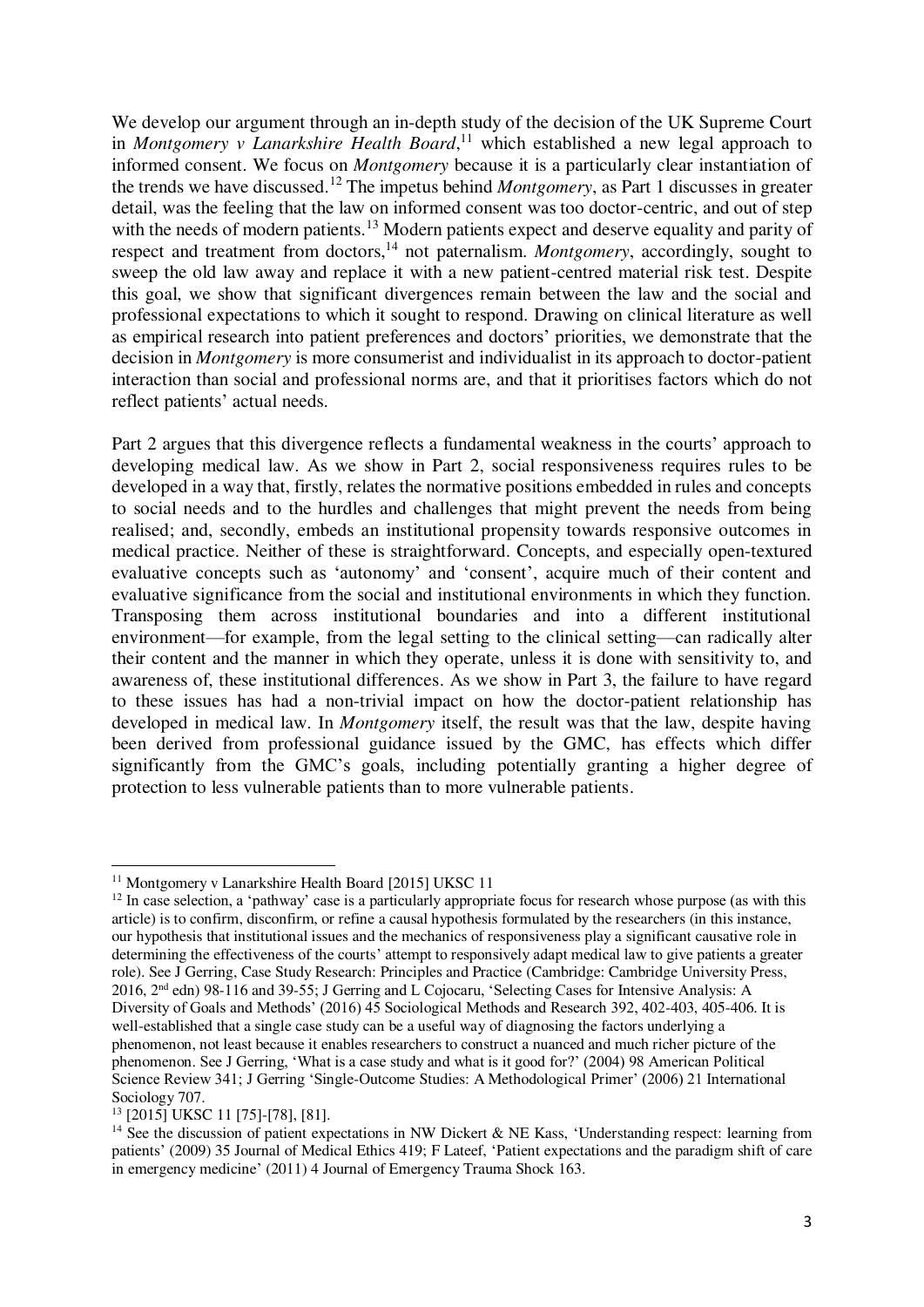We develop our argument through an in-depth study of the decision of the UK Supreme Court in *Montgomery v Lanarkshire Health Board*,[11] which established a new legal approach to informed consent. We focus on *Montgomery* because it is a particularly clear instantiation of the trends we have discussed.[12] The impetus behind *Montgomery*, as Part 1 discusses in greater detail, was the feeling that the law on informed consent was too doctor-centric, and out of step with the needs of modern patients.[13] Modern patients expect and deserve equality and parity of respect and treatment from doctors,[14] not paternalism. *Montgomery*, accordingly, sought to sweep the old law away and replace it with a new patient-centred material risk test. Despite this goal, we show that significant divergences remain between the law and the social and professional expectations to which it sought to respond. Drawing on clinical literature as well as empirical research into patient preferences and doctors' priorities, we demonstrate that the decision in *Montgomery* is more consumerist and individualist in its approach to doctor-patient interaction than social and professional norms are, and that it prioritises factors which do not reflect patients' actual needs.

Part 2 argues that this divergence reflects a fundamental weakness in the courts' approach to developing medical law. As we show in Part 2, social responsiveness requires rules to be developed in a way that, firstly, relates the normative positions embedded in rules and concepts to social needs and to the hurdles and challenges that might prevent the needs from being realised; and, secondly, embeds an institutional propensity towards responsive outcomes in medical practice. Neither of these is straightforward. Concepts, and especially open-textured evaluative concepts such as 'autonomy' and 'consent', acquire much of their content and evaluative significance from the social and institutional environments in which they function. Transposing them across institutional boundaries and into a different institutional environment—for example, from the legal setting to the clinical setting—can radically alter their content and the manner in which they operate, unless it is done with sensitivity to, and awareness of, these institutional differences. As we show in Part 3, the failure to have regard to these issues has had a non-trivial impact on how the doctor-patient relationship has developed in medical law. In *Montgomery* itself, the result was that the law, despite having been derived from professional guidance issued by the GMC, has effects which differ significantly from the GMC's goals, including potentially granting a higher degree of protection to less vulnerable patients than to more vulnerable patients.

---

[11] Montgomery v Lanarkshire Health Board [2015] UKSC 11

[12] In case selection, a 'pathway' case is a particularly appropriate focus for research whose purpose (as with this article) is to confirm, disconfirm, or refine a causal hypothesis formulated by the researchers (in this instance, our hypothesis that institutional issues and the mechanics of responsiveness play a significant causative role in determining the effectiveness of the courts' attempt to responsively adapt medical law to give patients a greater role). See J Gerring, Case Study Research: Principles and Practice (Cambridge: Cambridge University Press, 2016, 2nd edn) 98-116 and 39-55; J Gerring and L Cojocaru, 'Selecting Cases for Intensive Analysis: A Diversity of Goals and Methods' (2016) 45 Sociological Methods and Research 392, 402-403, 405-406. It is well-established that a single case study can be a useful way of diagnosing the factors underlying a phenomenon, not least because it enables researchers to construct a nuanced and much richer picture of the phenomenon. See J Gerring, 'What is a case study and what is it good for?' (2004) 98 American Political Science Review 341; J Gerring 'Single-Outcome Studies: A Methodological Primer' (2006) 21 International Sociology 707.

[13] [2015] UKSC 11 [75]-[78], [81].

[14] See the discussion of patient expectations in NW Dickert & NE Kass, 'Understanding respect: learning from patients' (2009) 35 Journal of Medical Ethics 419; F Lateef, 'Patient expectations and the paradigm shift of care in emergency medicine' (2011) 4 Journal of Emergency Trauma Shock 163.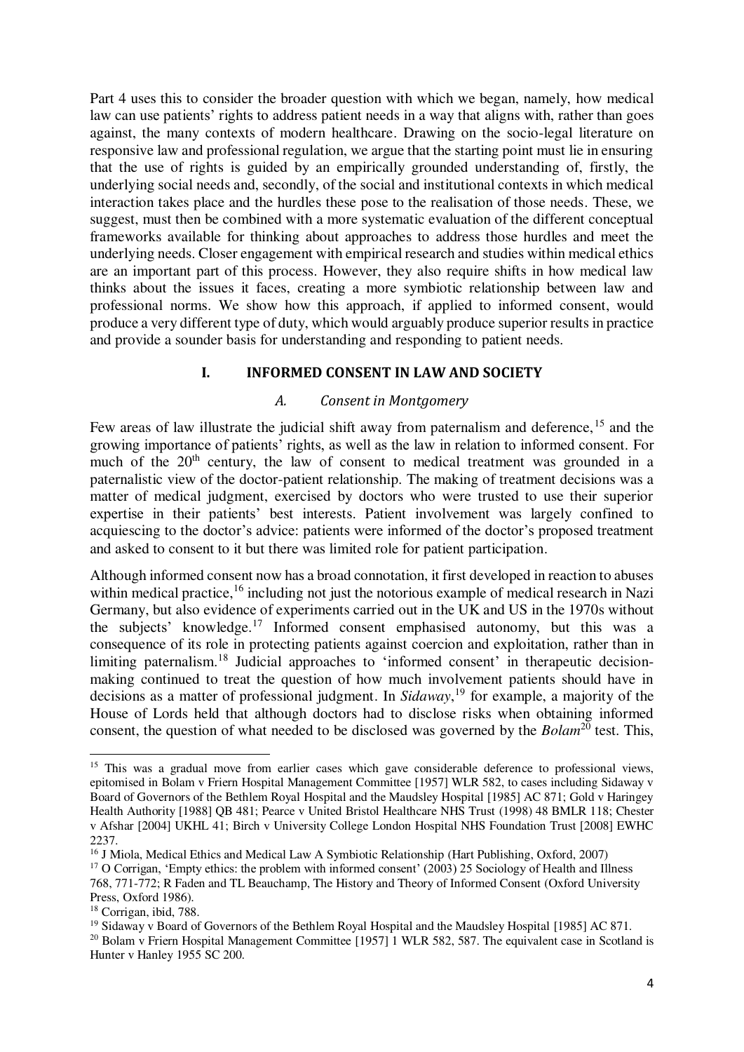Part 4 uses this to consider the broader question with which we began, namely, how medical law can use patients' rights to address patient needs in a way that aligns with, rather than goes against, the many contexts of modern healthcare. Drawing on the socio-legal literature on responsive law and professional regulation, we argue that the starting point must lie in ensuring that the use of rights is guided by an empirically grounded understanding of, firstly, the underlying social needs and, secondly, of the social and institutional contexts in which medical interaction takes place and the hurdles these pose to the realisation of those needs. These, we suggest, must then be combined with a more systematic evaluation of the different conceptual frameworks available for thinking about approaches to address those hurdles and meet the underlying needs. Closer engagement with empirical research and studies within medical ethics are an important part of this process. However, they also require shifts in how medical law thinks about the issues it faces, creating a more symbiotic relationship between law and professional norms. We show how this approach, if applied to informed consent, would produce a very different type of duty, which would arguably produce superior results in practice and provide a sounder basis for understanding and responding to patient needs.

## I. INFORMED CONSENT IN LAW AND SOCIETY

### *A. Consent in Montgomery*

Few areas of law illustrate the judicial shift away from paternalism and deference,[15] and the growing importance of patients' rights, as well as the law in relation to informed consent. For much of the 20th century, the law of consent to medical treatment was grounded in a paternalistic view of the doctor-patient relationship. The making of treatment decisions was a matter of medical judgment, exercised by doctors who were trusted to use their superior expertise in their patients' best interests. Patient involvement was largely confined to acquiescing to the doctor's advice: patients were informed of the doctor's proposed treatment and asked to consent to it but there was limited role for patient participation.

Although informed consent now has a broad connotation, it first developed in reaction to abuses within medical practice,[16] including not just the notorious example of medical research in Nazi Germany, but also evidence of experiments carried out in the UK and US in the 1970s without the subjects' knowledge.[17] Informed consent emphasised autonomy, but this was a consequence of its role in protecting patients against coercion and exploitation, rather than in limiting paternalism.[18] Judicial approaches to 'informed consent' in therapeutic decision-making continued to treat the question of how much involvement patients should have in decisions as a matter of professional judgment. In *Sidaway*,[19] for example, a majority of the House of Lords held that although doctors had to disclose risks when obtaining informed consent, the question of what needed to be disclosed was governed by the *Bolam*[20] test. This,

---

[15] This was a gradual move from earlier cases which gave considerable deference to professional views, epitomised in Bolam v Friern Hospital Management Committee [1957] WLR 582, to cases including Sidaway v Board of Governors of the Bethlem Royal Hospital and the Maudsley Hospital [1985] AC 871; Gold v Haringey Health Authority [1988] QB 481; Pearce v United Bristol Healthcare NHS Trust (1998) 48 BMLR 118; Chester v Afshar [2004] UKHL 41; Birch v University College London Hospital NHS Foundation Trust [2008] EWHC 2237.

[16] J Miola, Medical Ethics and Medical Law A Symbiotic Relationship (Hart Publishing, Oxford, 2007)

[17] O Corrigan, 'Empty ethics: the problem with informed consent' (2003) 25 Sociology of Health and Illness 768, 771-772; R Faden and TL Beauchamp, The History and Theory of Informed Consent (Oxford University Press, Oxford 1986).

[18] Corrigan, ibid, 788.

[19] Sidaway v Board of Governors of the Bethlem Royal Hospital and the Maudsley Hospital [1985] AC 871.

[20] Bolam v Friern Hospital Management Committee [1957] 1 WLR 582, 587. The equivalent case in Scotland is Hunter v Hanley 1955 SC 200.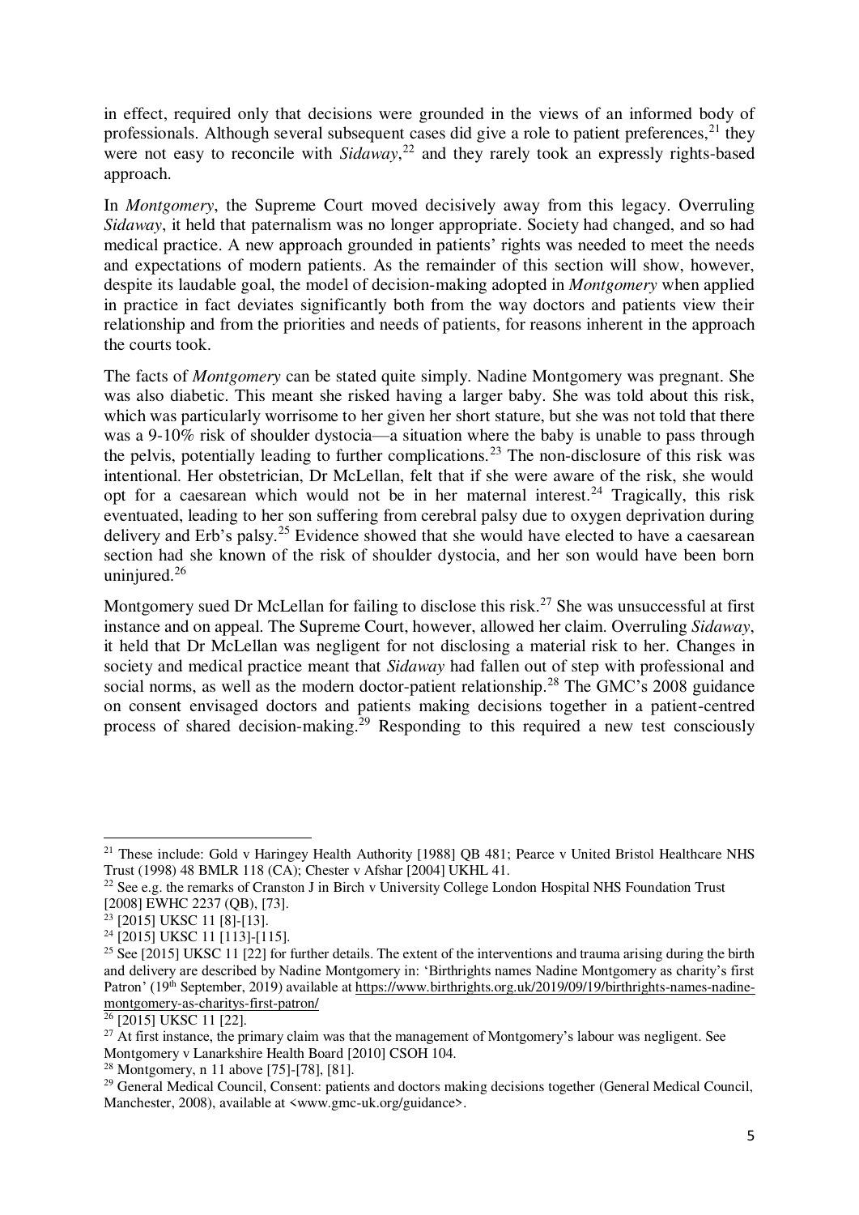in effect, required only that decisions were grounded in the views of an informed body of professionals. Although several subsequent cases did give a role to patient preferences,[21] they were not easy to reconcile with *Sidaway*,[22] and they rarely took an expressly rights-based approach.

In *Montgomery*, the Supreme Court moved decisively away from this legacy. Overruling *Sidaway*, it held that paternalism was no longer appropriate. Society had changed, and so had medical practice. A new approach grounded in patients' rights was needed to meet the needs and expectations of modern patients. As the remainder of this section will show, however, despite its laudable goal, the model of decision-making adopted in *Montgomery* when applied in practice in fact deviates significantly both from the way doctors and patients view their relationship and from the priorities and needs of patients, for reasons inherent in the approach the courts took.

The facts of *Montgomery* can be stated quite simply. Nadine Montgomery was pregnant. She was also diabetic. This meant she risked having a larger baby. She was told about this risk, which was particularly worrisome to her given her short stature, but she was not told that there was a 9-10% risk of shoulder dystocia—a situation where the baby is unable to pass through the pelvis, potentially leading to further complications.[23] The non-disclosure of this risk was intentional. Her obstetrician, Dr McLellan, felt that if she were aware of the risk, she would opt for a caesarean which would not be in her maternal interest.[24] Tragically, this risk eventuated, leading to her son suffering from cerebral palsy due to oxygen deprivation during delivery and Erb's palsy.[25] Evidence showed that she would have elected to have a caesarean section had she known of the risk of shoulder dystocia, and her son would have been born uninjured.[26]

Montgomery sued Dr McLellan for failing to disclose this risk.[27] She was unsuccessful at first instance and on appeal. The Supreme Court, however, allowed her claim. Overruling *Sidaway*, it held that Dr McLellan was negligent for not disclosing a material risk to her. Changes in society and medical practice meant that *Sidaway* had fallen out of step with professional and social norms, as well as the modern doctor-patient relationship.[28] The GMC's 2008 guidance on consent envisaged doctors and patients making decisions together in a patient-centred process of shared decision-making.[29] Responding to this required a new test consciously

---

[21] These include: Gold v Haringey Health Authority [1988] QB 481; Pearce v United Bristol Healthcare NHS Trust (1998) 48 BMLR 118 (CA); Chester v Afshar [2004] UKHL 41.

[22] See e.g. the remarks of Cranston J in Birch v University College London Hospital NHS Foundation Trust [2008] EWHC 2237 (QB), [73].

[23] [2015] UKSC 11 [8]-[13].

[24] [2015] UKSC 11 [113]-[115].

[25] See [2015] UKSC 11 [22] for further details. The extent of the interventions and trauma arising during the birth and delivery are described by Nadine Montgomery in: 'Birthrights names Nadine Montgomery as charity's first Patron' (19th September, 2019) available at https://www.birthrights.org.uk/2019/09/19/birthrights-names-nadine-montgomery-as-charitys-first-patron/

[26] [2015] UKSC 11 [22].

[27] At first instance, the primary claim was that the management of Montgomery's labour was negligent. See Montgomery v Lanarkshire Health Board [2010] CSOH 104.

[28] Montgomery, n 11 above [75]-[78], [81].

[29] General Medical Council, Consent: patients and doctors making decisions together (General Medical Council, Manchester, 2008), available at <www.gmc-uk.org/guidance>.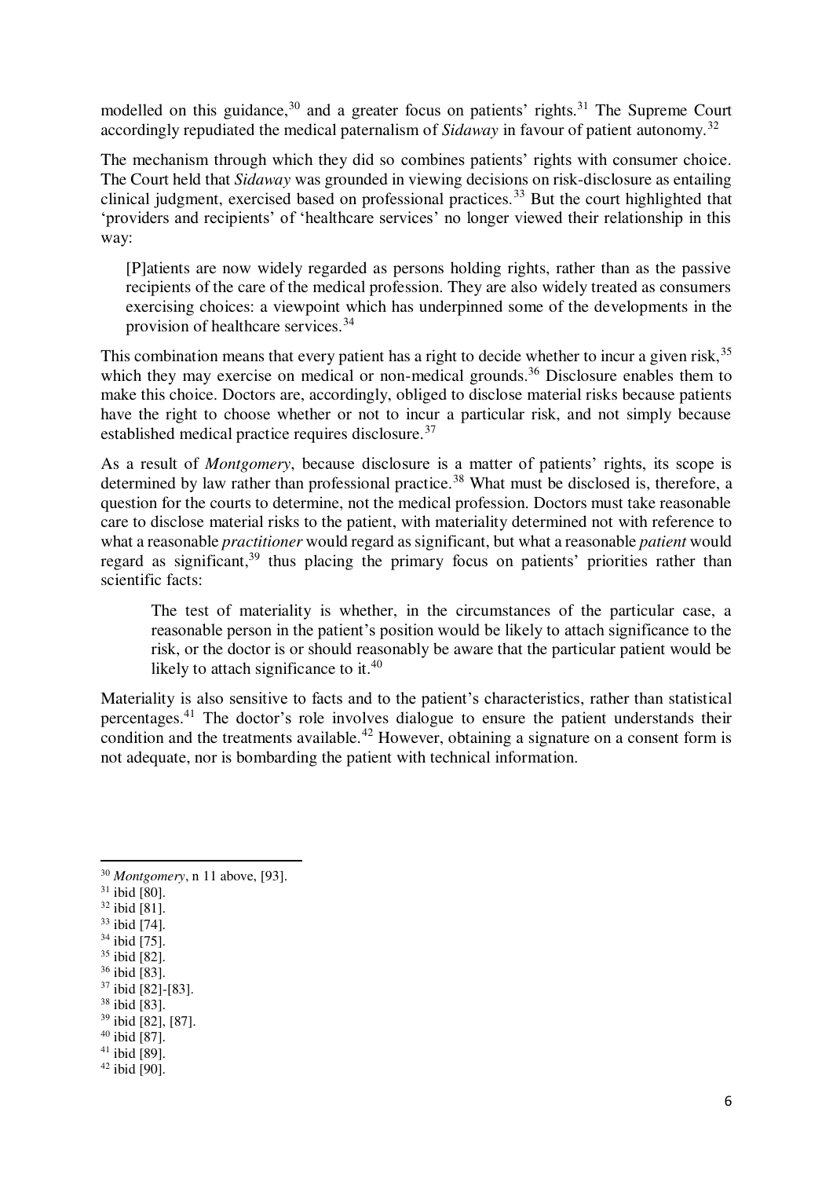modelled on this guidance,[30] and a greater focus on patients' rights.[31] The Supreme Court accordingly repudiated the medical paternalism of *Sidaway* in favour of patient autonomy.[32]

The mechanism through which they did so combines patients' rights with consumer choice. The Court held that *Sidaway* was grounded in viewing decisions on risk-disclosure as entailing clinical judgment, exercised based on professional practices.[33] But the court highlighted that 'providers and recipients' of 'healthcare services' no longer viewed their relationship in this way:

> [P]atients are now widely regarded as persons holding rights, rather than as the passive recipients of the care of the medical profession. They are also widely treated as consumers exercising choices: a viewpoint which has underpinned some of the developments in the provision of healthcare services.[34]

This combination means that every patient has a right to decide whether to incur a given risk,[35] which they may exercise on medical or non-medical grounds.[36] Disclosure enables them to make this choice. Doctors are, accordingly, obliged to disclose material risks because patients have the right to choose whether or not to incur a particular risk, and not simply because established medical practice requires disclosure.[37]

As a result of *Montgomery*, because disclosure is a matter of patients' rights, its scope is determined by law rather than professional practice.[38] What must be disclosed is, therefore, a question for the courts to determine, not the medical profession. Doctors must take reasonable care to disclose material risks to the patient, with materiality determined not with reference to what a reasonable *practitioner* would regard as significant, but what a reasonable *patient* would regard as significant,[39] thus placing the primary focus on patients' priorities rather than scientific facts:

> The test of materiality is whether, in the circumstances of the particular case, a reasonable person in the patient's position would be likely to attach significance to the risk, or the doctor is or should reasonably be aware that the particular patient would be likely to attach significance to it.[40]

Materiality is also sensitive to facts and to the patient's characteristics, rather than statistical percentages.[41] The doctor's role involves dialogue to ensure the patient understands their condition and the treatments available.[42] However, obtaining a signature on a consent form is not adequate, nor is bombarding the patient with technical information.

---

[30] *Montgomery*, n 11 above, [93].
[31] ibid [80].
[32] ibid [81].
[33] ibid [74].
[34] ibid [75].
[35] ibid [82].
[36] ibid [83].
[37] ibid [82]-[83].
[38] ibid [83].
[39] ibid [82], [87].
[40] ibid [87].
[41] ibid [89].
[42] ibid [90].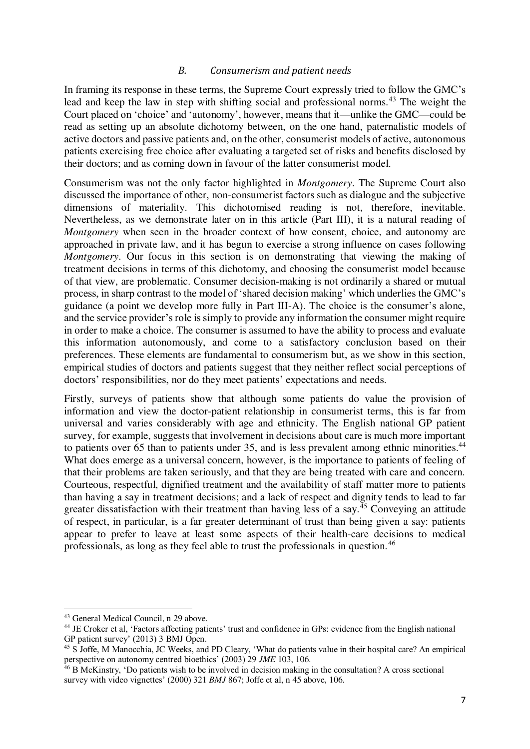### *B. Consumerism and patient needs*

In framing its response in these terms, the Supreme Court expressly tried to follow the GMC's lead and keep the law in step with shifting social and professional norms.[43] The weight the Court placed on 'choice' and 'autonomy', however, means that it—unlike the GMC—could be read as setting up an absolute dichotomy between, on the one hand, paternalistic models of active doctors and passive patients and, on the other, consumerist models of active, autonomous patients exercising free choice after evaluating a targeted set of risks and benefits disclosed by their doctors; and as coming down in favour of the latter consumerist model.

Consumerism was not the only factor highlighted in *Montgomery*. The Supreme Court also discussed the importance of other, non-consumerist factors such as dialogue and the subjective dimensions of materiality. This dichotomised reading is not, therefore, inevitable. Nevertheless, as we demonstrate later on in this article (Part III), it is a natural reading of *Montgomery* when seen in the broader context of how consent, choice, and autonomy are approached in private law, and it has begun to exercise a strong influence on cases following *Montgomery*. Our focus in this section is on demonstrating that viewing the making of treatment decisions in terms of this dichotomy, and choosing the consumerist model because of that view, are problematic. Consumer decision-making is not ordinarily a shared or mutual process, in sharp contrast to the model of 'shared decision making' which underlies the GMC's guidance (a point we develop more fully in Part III-A). The choice is the consumer's alone, and the service provider's role is simply to provide any information the consumer might require in order to make a choice. The consumer is assumed to have the ability to process and evaluate this information autonomously, and come to a satisfactory conclusion based on their preferences. These elements are fundamental to consumerism but, as we show in this section, empirical studies of doctors and patients suggest that they neither reflect social perceptions of doctors' responsibilities, nor do they meet patients' expectations and needs.

Firstly, surveys of patients show that although some patients do value the provision of information and view the doctor-patient relationship in consumerist terms, this is far from universal and varies considerably with age and ethnicity. The English national GP patient survey, for example, suggests that involvement in decisions about care is much more important to patients over 65 than to patients under 35, and is less prevalent among ethnic minorities.[44] What does emerge as a universal concern, however, is the importance to patients of feeling of that their problems are taken seriously, and that they are being treated with care and concern. Courteous, respectful, dignified treatment and the availability of staff matter more to patients than having a say in treatment decisions; and a lack of respect and dignity tends to lead to far greater dissatisfaction with their treatment than having less of a say.[45] Conveying an attitude of respect, in particular, is a far greater determinant of trust than being given a say: patients appear to prefer to leave at least some aspects of their health-care decisions to medical professionals, as long as they feel able to trust the professionals in question.[46]

---

[43] General Medical Council, n 29 above.

[44] JE Croker et al, 'Factors affecting patients' trust and confidence in GPs: evidence from the English national GP patient survey' (2013) 3 BMJ Open.

[45] S Joffe, M Manocchia, JC Weeks, and PD Cleary, 'What do patients value in their hospital care? An empirical perspective on autonomy centred bioethics' (2003) 29 *JME* 103, 106.

[46] B McKinstry, 'Do patients wish to be involved in decision making in the consultation? A cross sectional survey with video vignettes' (2000) 321 *BMJ* 867; Joffe et al, n 45 above, 106.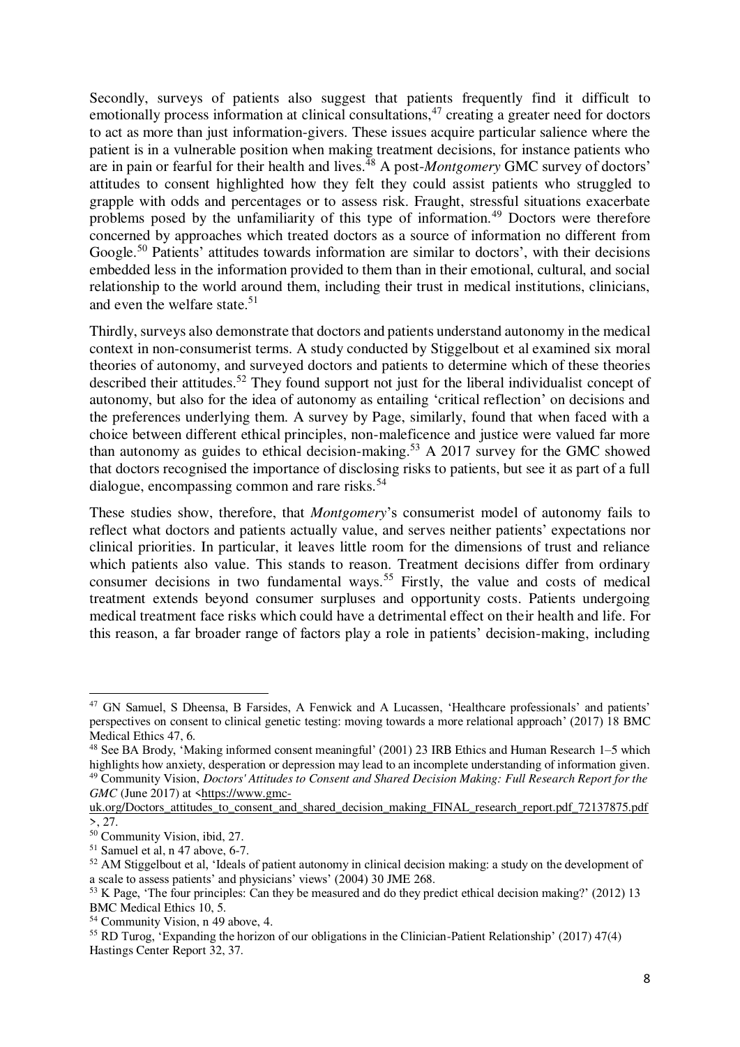Secondly, surveys of patients also suggest that patients frequently find it difficult to emotionally process information at clinical consultations,[47] creating a greater need for doctors to act as more than just information-givers. These issues acquire particular salience where the patient is in a vulnerable position when making treatment decisions, for instance patients who are in pain or fearful for their health and lives.[48] A post-*Montgomery* GMC survey of doctors' attitudes to consent highlighted how they felt they could assist patients who struggled to grapple with odds and percentages or to assess risk. Fraught, stressful situations exacerbate problems posed by the unfamiliarity of this type of information.[49] Doctors were therefore concerned by approaches which treated doctors as a source of information no different from Google.[50] Patients' attitudes towards information are similar to doctors', with their decisions embedded less in the information provided to them than in their emotional, cultural, and social relationship to the world around them, including their trust in medical institutions, clinicians, and even the welfare state.[51]

Thirdly, surveys also demonstrate that doctors and patients understand autonomy in the medical context in non-consumerist terms. A study conducted by Stiggelbout et al examined six moral theories of autonomy, and surveyed doctors and patients to determine which of these theories described their attitudes.[52] They found support not just for the liberal individualist concept of autonomy, but also for the idea of autonomy as entailing 'critical reflection' on decisions and the preferences underlying them. A survey by Page, similarly, found that when faced with a choice between different ethical principles, non-maleficence and justice were valued far more than autonomy as guides to ethical decision-making.[53] A 2017 survey for the GMC showed that doctors recognised the importance of disclosing risks to patients, but see it as part of a full dialogue, encompassing common and rare risks.[54]

These studies show, therefore, that *Montgomery*'s consumerist model of autonomy fails to reflect what doctors and patients actually value, and serves neither patients' expectations nor clinical priorities. In particular, it leaves little room for the dimensions of trust and reliance which patients also value. This stands to reason. Treatment decisions differ from ordinary consumer decisions in two fundamental ways.[55] Firstly, the value and costs of medical treatment extends beyond consumer surpluses and opportunity costs. Patients undergoing medical treatment face risks which could have a detrimental effect on their health and life. For this reason, a far broader range of factors play a role in patients' decision-making, including

---

[47] GN Samuel, S Dheensa, B Farsides, A Fenwick and A Lucassen, 'Healthcare professionals' and patients' perspectives on consent to clinical genetic testing: moving towards a more relational approach' (2017) 18 BMC Medical Ethics 47, 6.

[48] See BA Brody, 'Making informed consent meaningful' (2001) 23 IRB Ethics and Human Research 1–5 which highlights how anxiety, desperation or depression may lead to an incomplete understanding of information given.

[49] Community Vision, *Doctors' Attitudes to Consent and Shared Decision Making: Full Research Report for the GMC* (June 2017) at <https://www.gmc-uk.org/Doctors_attitudes_to_consent_and_shared_decision_making_FINAL_research_report.pdf_72137875.pdf>, 27.

[50] Community Vision, ibid, 27.

[51] Samuel et al, n 47 above, 6-7.

[52] AM Stiggelbout et al, 'Ideals of patient autonomy in clinical decision making: a study on the development of a scale to assess patients' and physicians' views' (2004) 30 JME 268.

[53] K Page, 'The four principles: Can they be measured and do they predict ethical decision making?' (2012) 13 BMC Medical Ethics 10, 5.

[54] Community Vision, n 49 above, 4.

[55] RD Turog, 'Expanding the horizon of our obligations in the Clinician-Patient Relationship' (2017) 47(4) Hastings Center Report 32, 37.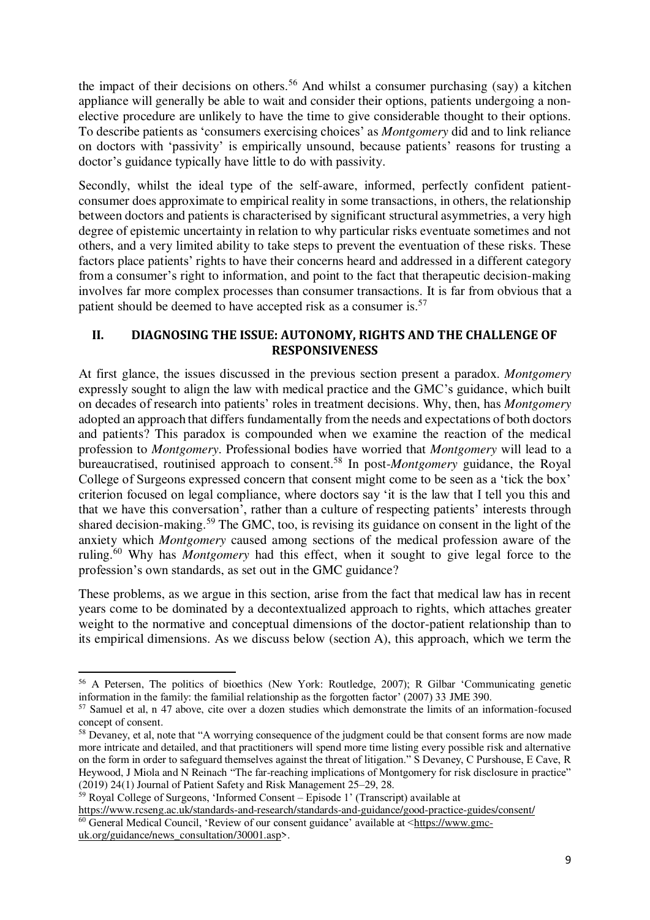the impact of their decisions on others.[56] And whilst a consumer purchasing (say) a kitchen appliance will generally be able to wait and consider their options, patients undergoing a non-elective procedure are unlikely to have the time to give considerable thought to their options. To describe patients as 'consumers exercising choices' as *Montgomery* did and to link reliance on doctors with 'passivity' is empirically unsound, because patients' reasons for trusting a doctor's guidance typically have little to do with passivity.

Secondly, whilst the ideal type of the self-aware, informed, perfectly confident patient-consumer does approximate to empirical reality in some transactions, in others, the relationship between doctors and patients is characterised by significant structural asymmetries, a very high degree of epistemic uncertainty in relation to why particular risks eventuate sometimes and not others, and a very limited ability to take steps to prevent the eventuation of these risks. These factors place patients' rights to have their concerns heard and addressed in a different category from a consumer's right to information, and point to the fact that therapeutic decision-making involves far more complex processes than consumer transactions. It is far from obvious that a patient should be deemed to have accepted risk as a consumer is.[57]

## II. DIAGNOSING THE ISSUE: AUTONOMY, RIGHTS AND THE CHALLENGE OF RESPONSIVENESS

At first glance, the issues discussed in the previous section present a paradox. *Montgomery* expressly sought to align the law with medical practice and the GMC's guidance, which built on decades of research into patients' roles in treatment decisions. Why, then, has *Montgomery* adopted an approach that differs fundamentally from the needs and expectations of both doctors and patients? This paradox is compounded when we examine the reaction of the medical profession to *Montgomery*. Professional bodies have worried that *Montgomery* will lead to a bureaucratised, routinised approach to consent.[58] In post-*Montgomery* guidance, the Royal College of Surgeons expressed concern that consent might come to be seen as a 'tick the box' criterion focused on legal compliance, where doctors say 'it is the law that I tell you this and that we have this conversation', rather than a culture of respecting patients' interests through shared decision-making.[59] The GMC, too, is revising its guidance on consent in the light of the anxiety which *Montgomery* caused among sections of the medical profession aware of the ruling.[60] Why has *Montgomery* had this effect, when it sought to give legal force to the profession's own standards, as set out in the GMC guidance?

These problems, as we argue in this section, arise from the fact that medical law has in recent years come to be dominated by a decontextualized approach to rights, which attaches greater weight to the normative and conceptual dimensions of the doctor-patient relationship than to its empirical dimensions. As we discuss below (section A), this approach, which we term the

---

[56] A Petersen, The politics of bioethics (New York: Routledge, 2007); R Gilbar 'Communicating genetic information in the family: the familial relationship as the forgotten factor' (2007) 33 JME 390.

[57] Samuel et al, n 47 above, cite over a dozen studies which demonstrate the limits of an information-focused concept of consent.

[58] Devaney, et al, note that "A worrying consequence of the judgment could be that consent forms are now made more intricate and detailed, and that practitioners will spend more time listing every possible risk and alternative on the form in order to safeguard themselves against the threat of litigation." S Devaney, C Purshouse, E Cave, R Heywood, J Miola and N Reinach "The far-reaching implications of Montgomery for risk disclosure in practice" (2019) 24(1) Journal of Patient Safety and Risk Management 25–29, 28.

[59] Royal College of Surgeons, 'Informed Consent – Episode 1' (Transcript) available at https://www.rcseng.ac.uk/standards-and-research/standards-and-guidance/good-practice-guides/consent/

[60] General Medical Council, 'Review of our consent guidance' available at <https://www.gmc-uk.org/guidance/news_consultation/30001.asp>.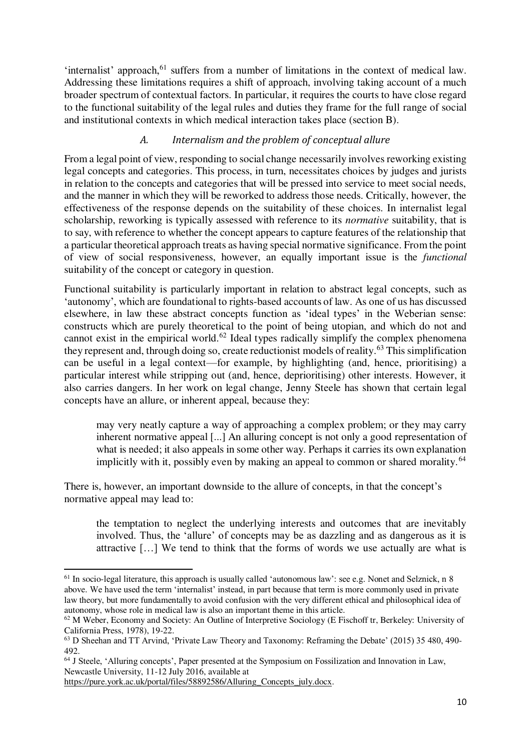'internalist' approach,[61] suffers from a number of limitations in the context of medical law. Addressing these limitations requires a shift of approach, involving taking account of a much broader spectrum of contextual factors. In particular, it requires the courts to have close regard to the functional suitability of the legal rules and duties they frame for the full range of social and institutional contexts in which medical interaction takes place (section B).

### *A. Internalism and the problem of conceptual allure*

From a legal point of view, responding to social change necessarily involves reworking existing legal concepts and categories. This process, in turn, necessitates choices by judges and jurists in relation to the concepts and categories that will be pressed into service to meet social needs, and the manner in which they will be reworked to address those needs. Critically, however, the effectiveness of the response depends on the suitability of these choices. In internalist legal scholarship, reworking is typically assessed with reference to its *normative* suitability, that is to say, with reference to whether the concept appears to capture features of the relationship that a particular theoretical approach treats as having special normative significance. From the point of view of social responsiveness, however, an equally important issue is the *functional* suitability of the concept or category in question.

Functional suitability is particularly important in relation to abstract legal concepts, such as 'autonomy', which are foundational to rights-based accounts of law. As one of us has discussed elsewhere, in law these abstract concepts function as 'ideal types' in the Weberian sense: constructs which are purely theoretical to the point of being utopian, and which do not and cannot exist in the empirical world.[62] Ideal types radically simplify the complex phenomena they represent and, through doing so, create reductionist models of reality.[63] This simplification can be useful in a legal context—for example, by highlighting (and, hence, prioritising) a particular interest while stripping out (and, hence, deprioritising) other interests. However, it also carries dangers. In her work on legal change, Jenny Steele has shown that certain legal concepts have an allure, or inherent appeal, because they:

> may very neatly capture a way of approaching a complex problem; or they may carry inherent normative appeal [...] An alluring concept is not only a good representation of what is needed; it also appeals in some other way. Perhaps it carries its own explanation implicitly with it, possibly even by making an appeal to common or shared morality.[64]

There is, however, an important downside to the allure of concepts, in that the concept's normative appeal may lead to:

> the temptation to neglect the underlying interests and outcomes that are inevitably involved. Thus, the 'allure' of concepts may be as dazzling and as dangerous as it is attractive […] We tend to think that the forms of words we use actually are what is

---

[61] In socio-legal literature, this approach is usually called 'autonomous law': see e.g. Nonet and Selznick, n 8 above. We have used the term 'internalist' instead, in part because that term is more commonly used in private law theory, but more fundamentally to avoid confusion with the very different ethical and philosophical idea of autonomy, whose role in medical law is also an important theme in this article.

[62] M Weber, Economy and Society: An Outline of Interpretive Sociology (E Fischoff tr, Berkeley: University of California Press, 1978), 19-22.

[63] D Sheehan and TT Arvind, 'Private Law Theory and Taxonomy: Reframing the Debate' (2015) 35 480, 490-492.

[64] J Steele, 'Alluring concepts', Paper presented at the Symposium on Fossilization and Innovation in Law, Newcastle University, 11-12 July 2016, available at https://pure.york.ac.uk/portal/files/58892586/Alluring_Concepts_july.docx.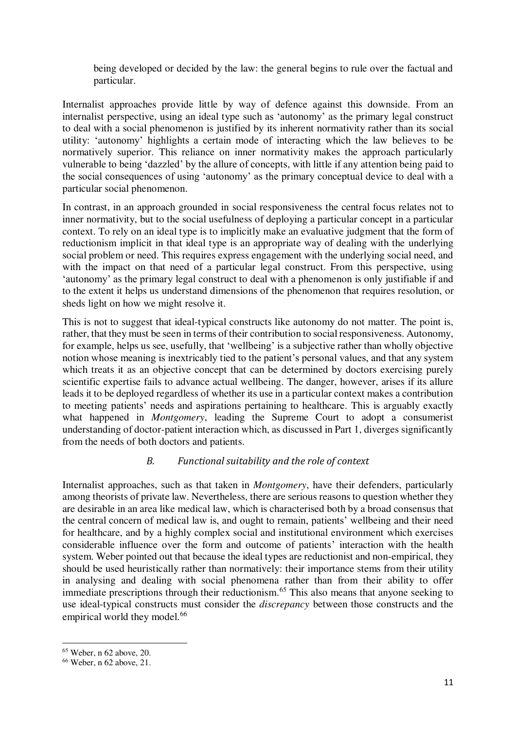being developed or decided by the law: the general begins to rule over the factual and particular.

Internalist approaches provide little by way of defence against this downside. From an internalist perspective, using an ideal type such as 'autonomy' as the primary legal construct to deal with a social phenomenon is justified by its inherent normativity rather than its social utility: 'autonomy' highlights a certain mode of interacting which the law believes to be normatively superior. This reliance on inner normativity makes the approach particularly vulnerable to being 'dazzled' by the allure of concepts, with little if any attention being paid to the social consequences of using 'autonomy' as the primary conceptual device to deal with a particular social phenomenon.

In contrast, in an approach grounded in social responsiveness the central focus relates not to inner normativity, but to the social usefulness of deploying a particular concept in a particular context. To rely on an ideal type is to implicitly make an evaluative judgment that the form of reductionism implicit in that ideal type is an appropriate way of dealing with the underlying social problem or need. This requires express engagement with the underlying social need, and with the impact on that need of a particular legal construct. From this perspective, using 'autonomy' as the primary legal construct to deal with a phenomenon is only justifiable if and to the extent it helps us understand dimensions of the phenomenon that requires resolution, or sheds light on how we might resolve it.

This is not to suggest that ideal-typical constructs like autonomy do not matter. The point is, rather, that they must be seen in terms of their contribution to social responsiveness. Autonomy, for example, helps us see, usefully, that 'wellbeing' is a subjective rather than wholly objective notion whose meaning is inextricably tied to the patient's personal values, and that any system which treats it as an objective concept that can be determined by doctors exercising purely scientific expertise fails to advance actual wellbeing. The danger, however, arises if its allure leads it to be deployed regardless of whether its use in a particular context makes a contribution to meeting patients' needs and aspirations pertaining to healthcare. This is arguably exactly what happened in *Montgomery*, leading the Supreme Court to adopt a consumerist understanding of doctor-patient interaction which, as discussed in Part 1, diverges significantly from the needs of both doctors and patients.

### *B. Functional suitability and the role of context*

Internalist approaches, such as that taken in *Montgomery*, have their defenders, particularly among theorists of private law. Nevertheless, there are serious reasons to question whether they are desirable in an area like medical law, which is characterised both by a broad consensus that the central concern of medical law is, and ought to remain, patients' wellbeing and their need for healthcare, and by a highly complex social and institutional environment which exercises considerable influence over the form and outcome of patients' interaction with the health system. Weber pointed out that because the ideal types are reductionist and non-empirical, they should be used heuristically rather than normatively: their importance stems from their utility in analysing and dealing with social phenomena rather than from their ability to offer immediate prescriptions through their reductionism.[65] This also means that anyone seeking to use ideal-typical constructs must consider the *discrepancy* between those constructs and the empirical world they model.[66]

[65] Weber, n 62 above, 20.

[66] Weber, n 62 above, 21.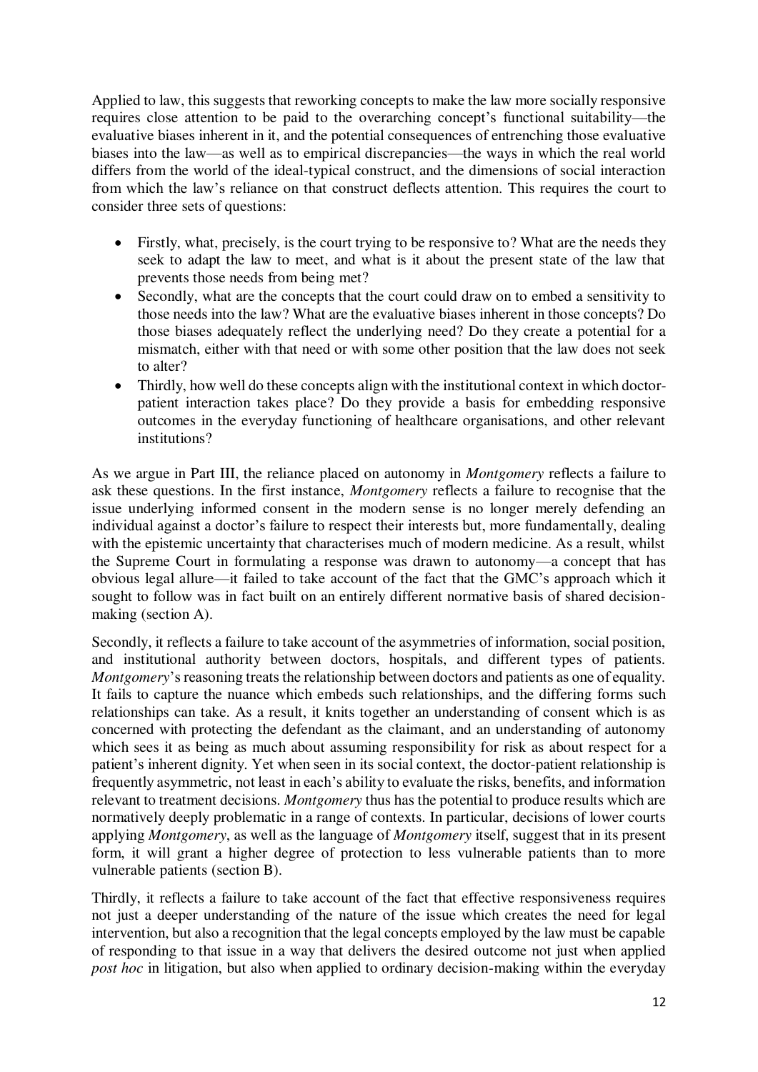Applied to law, this suggests that reworking concepts to make the law more socially responsive requires close attention to be paid to the overarching concept's functional suitability—the evaluative biases inherent in it, and the potential consequences of entrenching those evaluative biases into the law—as well as to empirical discrepancies—the ways in which the real world differs from the world of the ideal-typical construct, and the dimensions of social interaction from which the law's reliance on that construct deflects attention. This requires the court to consider three sets of questions:

- Firstly, what, precisely, is the court trying to be responsive to? What are the needs they seek to adapt the law to meet, and what is it about the present state of the law that prevents those needs from being met?
- Secondly, what are the concepts that the court could draw on to embed a sensitivity to those needs into the law? What are the evaluative biases inherent in those concepts? Do those biases adequately reflect the underlying need? Do they create a potential for a mismatch, either with that need or with some other position that the law does not seek to alter?
- Thirdly, how well do these concepts align with the institutional context in which doctor-patient interaction takes place? Do they provide a basis for embedding responsive outcomes in the everyday functioning of healthcare organisations, and other relevant institutions?

As we argue in Part III, the reliance placed on autonomy in *Montgomery* reflects a failure to ask these questions. In the first instance, *Montgomery* reflects a failure to recognise that the issue underlying informed consent in the modern sense is no longer merely defending an individual against a doctor's failure to respect their interests but, more fundamentally, dealing with the epistemic uncertainty that characterises much of modern medicine. As a result, whilst the Supreme Court in formulating a response was drawn to autonomy—a concept that has obvious legal allure—it failed to take account of the fact that the GMC's approach which it sought to follow was in fact built on an entirely different normative basis of shared decision-making (section A).

Secondly, it reflects a failure to take account of the asymmetries of information, social position, and institutional authority between doctors, hospitals, and different types of patients. *Montgomery*'s reasoning treats the relationship between doctors and patients as one of equality. It fails to capture the nuance which embeds such relationships, and the differing forms such relationships can take. As a result, it knits together an understanding of consent which is as concerned with protecting the defendant as the claimant, and an understanding of autonomy which sees it as being as much about assuming responsibility for risk as about respect for a patient's inherent dignity. Yet when seen in its social context, the doctor-patient relationship is frequently asymmetric, not least in each's ability to evaluate the risks, benefits, and information relevant to treatment decisions. *Montgomery* thus has the potential to produce results which are normatively deeply problematic in a range of contexts. In particular, decisions of lower courts applying *Montgomery*, as well as the language of *Montgomery* itself, suggest that in its present form, it will grant a higher degree of protection to less vulnerable patients than to more vulnerable patients (section B).

Thirdly, it reflects a failure to take account of the fact that effective responsiveness requires not just a deeper understanding of the nature of the issue which creates the need for legal intervention, but also a recognition that the legal concepts employed by the law must be capable of responding to that issue in a way that delivers the desired outcome not just when applied *post hoc* in litigation, but also when applied to ordinary decision-making within the everyday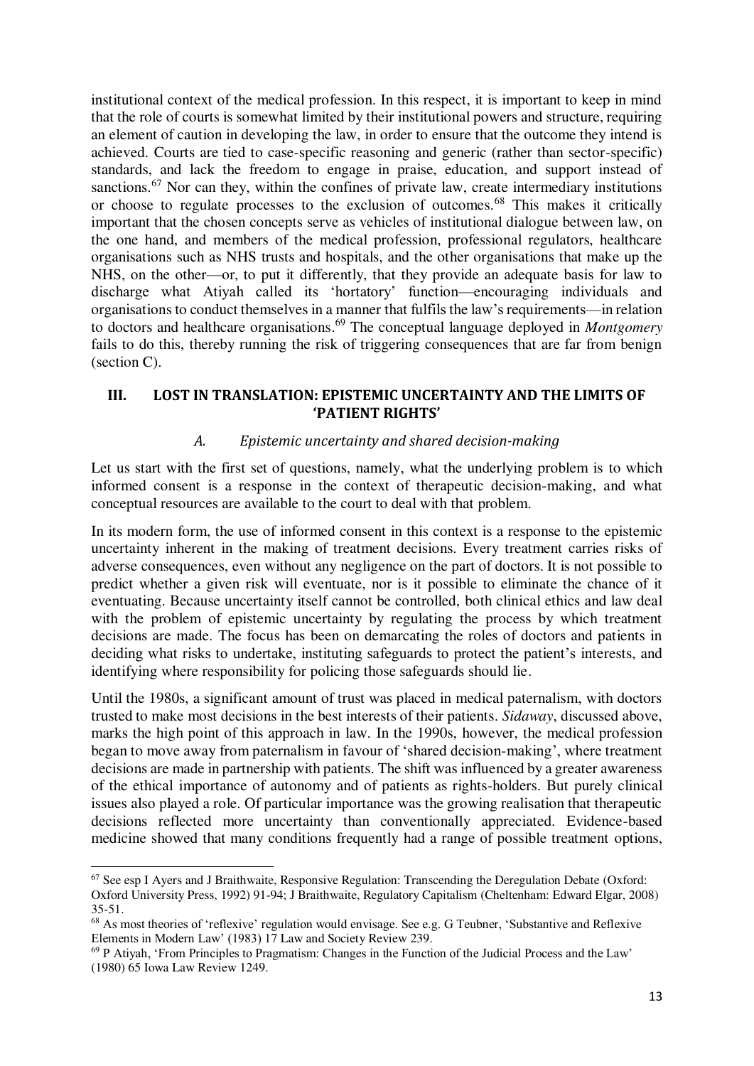institutional context of the medical profession. In this respect, it is important to keep in mind that the role of courts is somewhat limited by their institutional powers and structure, requiring an element of caution in developing the law, in order to ensure that the outcome they intend is achieved. Courts are tied to case-specific reasoning and generic (rather than sector-specific) standards, and lack the freedom to engage in praise, education, and support instead of sanctions.[67] Nor can they, within the confines of private law, create intermediary institutions or choose to regulate processes to the exclusion of outcomes.[68] This makes it critically important that the chosen concepts serve as vehicles of institutional dialogue between law, on the one hand, and members of the medical profession, professional regulators, healthcare organisations such as NHS trusts and hospitals, and the other organisations that make up the NHS, on the other—or, to put it differently, that they provide an adequate basis for law to discharge what Atiyah called its 'hortatory' function—encouraging individuals and organisations to conduct themselves in a manner that fulfils the law's requirements—in relation to doctors and healthcare organisations.[69] The conceptual language deployed in *Montgomery* fails to do this, thereby running the risk of triggering consequences that are far from benign (section C).

## III. LOST IN TRANSLATION: EPISTEMIC UNCERTAINTY AND THE LIMITS OF 'PATIENT RIGHTS'

### *A. Epistemic uncertainty and shared decision-making*

Let us start with the first set of questions, namely, what the underlying problem is to which informed consent is a response in the context of therapeutic decision-making, and what conceptual resources are available to the court to deal with that problem.

In its modern form, the use of informed consent in this context is a response to the epistemic uncertainty inherent in the making of treatment decisions. Every treatment carries risks of adverse consequences, even without any negligence on the part of doctors. It is not possible to predict whether a given risk will eventuate, nor is it possible to eliminate the chance of it eventuating. Because uncertainty itself cannot be controlled, both clinical ethics and law deal with the problem of epistemic uncertainty by regulating the process by which treatment decisions are made. The focus has been on demarcating the roles of doctors and patients in deciding what risks to undertake, instituting safeguards to protect the patient's interests, and identifying where responsibility for policing those safeguards should lie.

Until the 1980s, a significant amount of trust was placed in medical paternalism, with doctors trusted to make most decisions in the best interests of their patients. *Sidaway*, discussed above, marks the high point of this approach in law. In the 1990s, however, the medical profession began to move away from paternalism in favour of 'shared decision-making', where treatment decisions are made in partnership with patients. The shift was influenced by a greater awareness of the ethical importance of autonomy and of patients as rights-holders. But purely clinical issues also played a role. Of particular importance was the growing realisation that therapeutic decisions reflected more uncertainty than conventionally appreciated. Evidence-based medicine showed that many conditions frequently had a range of possible treatment options,

---

[67] See esp I Ayers and J Braithwaite, Responsive Regulation: Transcending the Deregulation Debate (Oxford: Oxford University Press, 1992) 91-94; J Braithwaite, Regulatory Capitalism (Cheltenham: Edward Elgar, 2008) 35-51.

[68] As most theories of 'reflexive' regulation would envisage. See e.g. G Teubner, 'Substantive and Reflexive Elements in Modern Law' (1983) 17 Law and Society Review 239.

[69] P Atiyah, 'From Principles to Pragmatism: Changes in the Function of the Judicial Process and the Law' (1980) 65 Iowa Law Review 1249.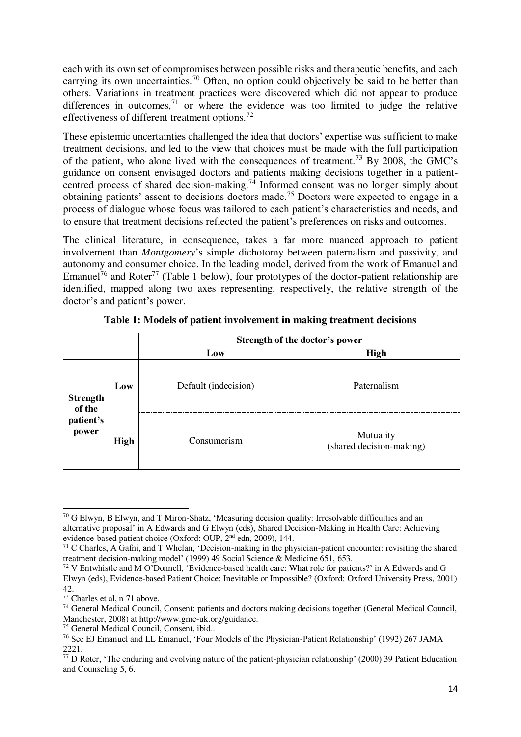each with its own set of compromises between possible risks and therapeutic benefits, and each carrying its own uncertainties.[70] Often, no option could objectively be said to be better than others. Variations in treatment practices were discovered which did not appear to produce differences in outcomes,[71] or where the evidence was too limited to judge the relative effectiveness of different treatment options.[72]

These epistemic uncertainties challenged the idea that doctors' expertise was sufficient to make treatment decisions, and led to the view that choices must be made with the full participation of the patient, who alone lived with the consequences of treatment.[73] By 2008, the GMC's guidance on consent envisaged doctors and patients making decisions together in a patient-centred process of shared decision-making.[74] Informed consent was no longer simply about obtaining patients' assent to decisions doctors made.[75] Doctors were expected to engage in a process of dialogue whose focus was tailored to each patient's characteristics and needs, and to ensure that treatment decisions reflected the patient's preferences on risks and outcomes.

The clinical literature, in consequence, takes a far more nuanced approach to patient involvement than *Montgomery*'s simple dichotomy between paternalism and passivity, and autonomy and consumer choice. In the leading model, derived from the work of Emanuel and Emanuel[76] and Roter[77] (Table 1 below), four prototypes of the doctor-patient relationship are identified, mapped along two axes representing, respectively, the relative strength of the doctor's and patient's power.

**Table 1: Models of patient involvement in making treatment decisions**

| | | Strength of the doctor's power | |
|---|---|---|---|
| | | **Low** | **High** |
| **Strength of the patient's power** | **Low** | Default (indecision) | Paternalism |
| | **High** | Consumerism | Mutuality (shared decision-making) |

---

[70] G Elwyn, B Elwyn, and T Miron-Shatz, 'Measuring decision quality: Irresolvable difficulties and an alternative proposal' in A Edwards and G Elwyn (eds), Shared Decision-Making in Health Care: Achieving evidence-based patient choice (Oxford: OUP, 2nd edn, 2009), 144.

[71] C Charles, A Gafni, and T Whelan, 'Decision-making in the physician-patient encounter: revisiting the shared treatment decision-making model' (1999) 49 Social Science & Medicine 651, 653.

[72] V Entwhistle and M O'Donnell, 'Evidence-based health care: What role for patients?' in A Edwards and G Elwyn (eds), Evidence-based Patient Choice: Inevitable or Impossible? (Oxford: Oxford University Press, 2001) 42.

[73] Charles et al, n 71 above.

[74] General Medical Council, Consent: patients and doctors making decisions together (General Medical Council, Manchester, 2008) at http://www.gmc-uk.org/guidance.

[75] General Medical Council, Consent, ibid..

[76] See EJ Emanuel and LL Emanuel, 'Four Models of the Physician-Patient Relationship' (1992) 267 JAMA 2221.

[77] D Roter, 'The enduring and evolving nature of the patient-physician relationship' (2000) 39 Patient Education and Counseling 5, 6.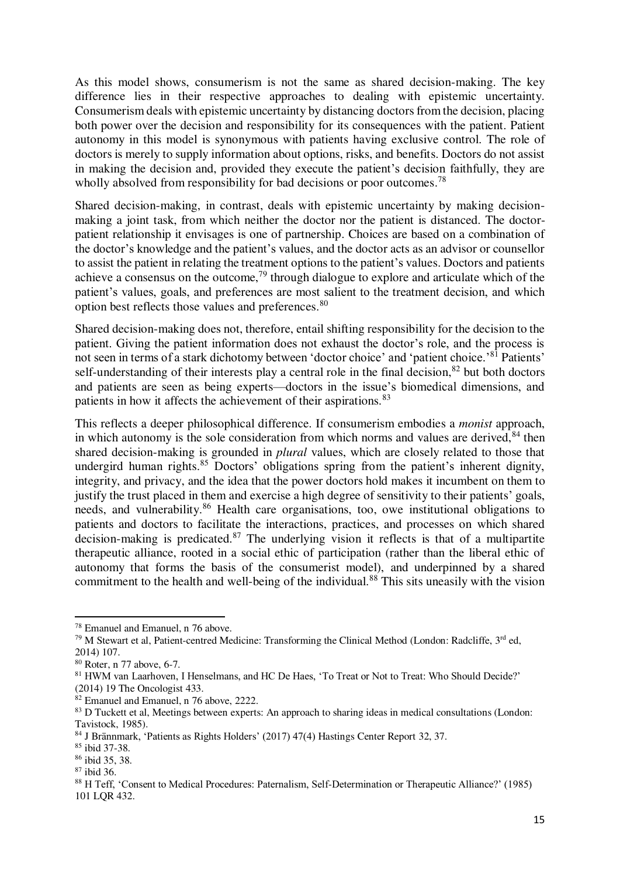As this model shows, consumerism is not the same as shared decision-making. The key difference lies in their respective approaches to dealing with epistemic uncertainty. Consumerism deals with epistemic uncertainty by distancing doctors from the decision, placing both power over the decision and responsibility for its consequences with the patient. Patient autonomy in this model is synonymous with patients having exclusive control. The role of doctors is merely to supply information about options, risks, and benefits. Doctors do not assist in making the decision and, provided they execute the patient's decision faithfully, they are wholly absolved from responsibility for bad decisions or poor outcomes.[78]

Shared decision-making, in contrast, deals with epistemic uncertainty by making decision-making a joint task, from which neither the doctor nor the patient is distanced. The doctor-patient relationship it envisages is one of partnership. Choices are based on a combination of the doctor's knowledge and the patient's values, and the doctor acts as an advisor or counsellor to assist the patient in relating the treatment options to the patient's values. Doctors and patients achieve a consensus on the outcome,[79] through dialogue to explore and articulate which of the patient's values, goals, and preferences are most salient to the treatment decision, and which option best reflects those values and preferences.[80]

Shared decision-making does not, therefore, entail shifting responsibility for the decision to the patient. Giving the patient information does not exhaust the doctor's role, and the process is not seen in terms of a stark dichotomy between 'doctor choice' and 'patient choice.'[81] Patients' self-understanding of their interests play a central role in the final decision,[82] but both doctors and patients are seen as being experts—doctors in the issue's biomedical dimensions, and patients in how it affects the achievement of their aspirations.[83]

This reflects a deeper philosophical difference. If consumerism embodies a *monist* approach, in which autonomy is the sole consideration from which norms and values are derived,[84] then shared decision-making is grounded in *plural* values, which are closely related to those that undergird human rights.[85] Doctors' obligations spring from the patient's inherent dignity, integrity, and privacy, and the idea that the power doctors hold makes it incumbent on them to justify the trust placed in them and exercise a high degree of sensitivity to their patients' goals, needs, and vulnerability.[86] Health care organisations, too, owe institutional obligations to patients and doctors to facilitate the interactions, practices, and processes on which shared decision-making is predicated.[87] The underlying vision it reflects is that of a multipartite therapeutic alliance, rooted in a social ethic of participation (rather than the liberal ethic of autonomy that forms the basis of the consumerist model), and underpinned by a shared commitment to the health and well-being of the individual.[88] This sits uneasily with the vision

---

[78] Emanuel and Emanuel, n 76 above.

[79] M Stewart et al, Patient-centred Medicine: Transforming the Clinical Method (London: Radcliffe, 3rd ed, 2014) 107.

[80] Roter, n 77 above, 6-7.

[81] HWM van Laarhoven, I Henselmans, and HC De Haes, 'To Treat or Not to Treat: Who Should Decide?' (2014) 19 The Oncologist 433.

[82] Emanuel and Emanuel, n 76 above, 2222.

[83] D Tuckett et al, Meetings between experts: An approach to sharing ideas in medical consultations (London: Tavistock, 1985).

[84] J Brännmark, 'Patients as Rights Holders' (2017) 47(4) Hastings Center Report 32, 37.

[85] ibid 37-38.

[86] ibid 35, 38.

[87] ibid 36.

[88] H Teff, 'Consent to Medical Procedures: Paternalism, Self-Determination or Therapeutic Alliance?' (1985) 101 LQR 432.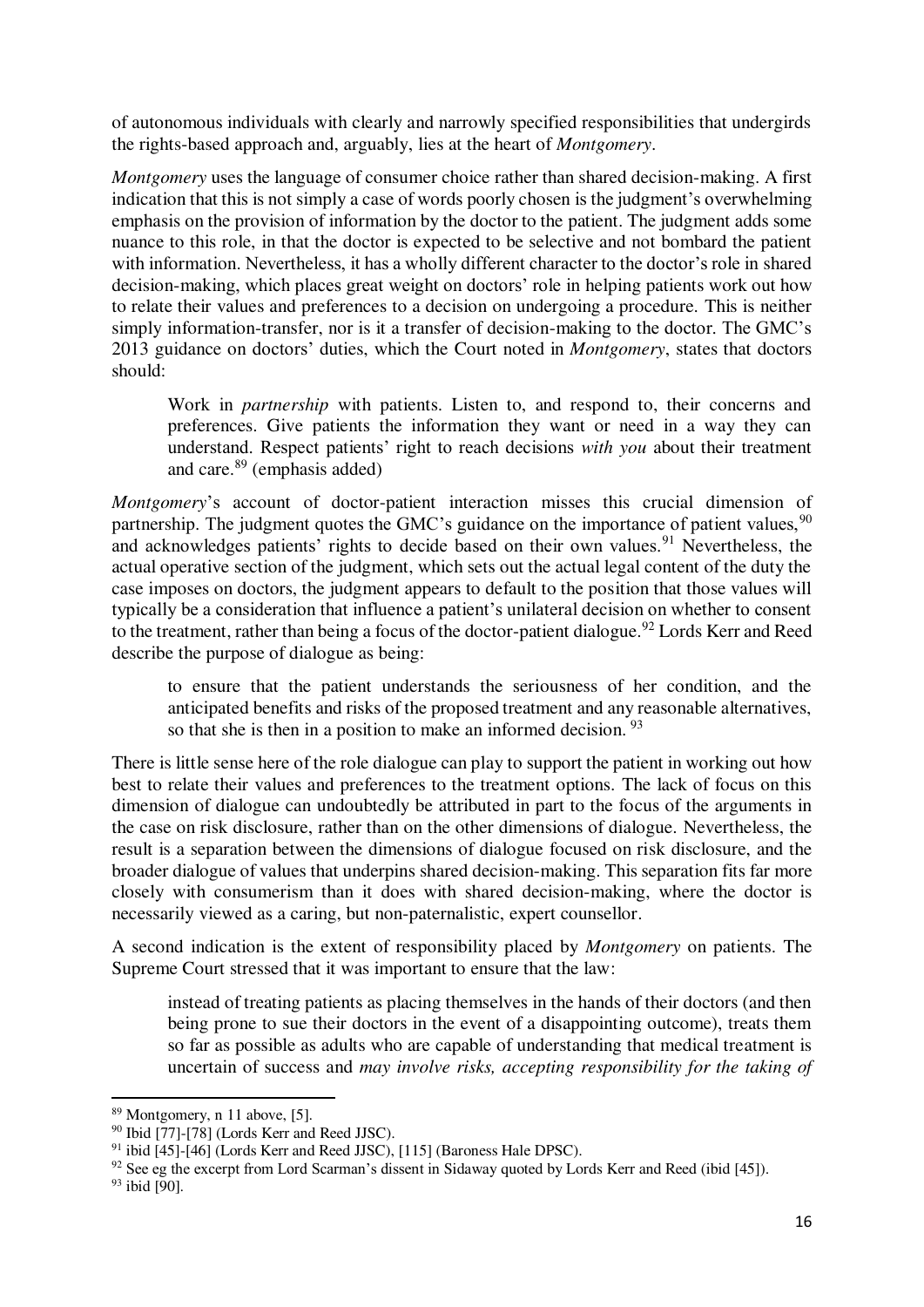of autonomous individuals with clearly and narrowly specified responsibilities that undergirds the rights-based approach and, arguably, lies at the heart of *Montgomery*.

*Montgomery* uses the language of consumer choice rather than shared decision-making. A first indication that this is not simply a case of words poorly chosen is the judgment's overwhelming emphasis on the provision of information by the doctor to the patient. The judgment adds some nuance to this role, in that the doctor is expected to be selective and not bombard the patient with information. Nevertheless, it has a wholly different character to the doctor's role in shared decision-making, which places great weight on doctors' role in helping patients work out how to relate their values and preferences to a decision on undergoing a procedure. This is neither simply information-transfer, nor is it a transfer of decision-making to the doctor. The GMC's 2013 guidance on doctors' duties, which the Court noted in *Montgomery*, states that doctors should:

> Work in *partnership* with patients. Listen to, and respond to, their concerns and preferences. Give patients the information they want or need in a way they can understand. Respect patients' right to reach decisions *with you* about their treatment and care.[89] (emphasis added)

*Montgomery*'s account of doctor-patient interaction misses this crucial dimension of partnership. The judgment quotes the GMC's guidance on the importance of patient values,[90] and acknowledges patients' rights to decide based on their own values.[91] Nevertheless, the actual operative section of the judgment, which sets out the actual legal content of the duty the case imposes on doctors, the judgment appears to default to the position that those values will typically be a consideration that influence a patient's unilateral decision on whether to consent to the treatment, rather than being a focus of the doctor-patient dialogue.[92] Lords Kerr and Reed describe the purpose of dialogue as being:

> to ensure that the patient understands the seriousness of her condition, and the anticipated benefits and risks of the proposed treatment and any reasonable alternatives, so that she is then in a position to make an informed decision. [93]

There is little sense here of the role dialogue can play to support the patient in working out how best to relate their values and preferences to the treatment options. The lack of focus on this dimension of dialogue can undoubtedly be attributed in part to the focus of the arguments in the case on risk disclosure, rather than on the other dimensions of dialogue. Nevertheless, the result is a separation between the dimensions of dialogue focused on risk disclosure, and the broader dialogue of values that underpins shared decision-making. This separation fits far more closely with consumerism than it does with shared decision-making, where the doctor is necessarily viewed as a caring, but non-paternalistic, expert counsellor.

A second indication is the extent of responsibility placed by *Montgomery* on patients. The Supreme Court stressed that it was important to ensure that the law:

> instead of treating patients as placing themselves in the hands of their doctors (and then being prone to sue their doctors in the event of a disappointing outcome), treats them so far as possible as adults who are capable of understanding that medical treatment is uncertain of success and *may involve risks, accepting responsibility for the taking of*

---

[89] Montgomery, n 11 above, [5].

[90] Ibid [77]-[78] (Lords Kerr and Reed JJSC).

[91] ibid [45]-[46] (Lords Kerr and Reed JJSC), [115] (Baroness Hale DPSC).

[92] See eg the excerpt from Lord Scarman's dissent in Sidaway quoted by Lords Kerr and Reed (ibid [45]).

[93] ibid [90].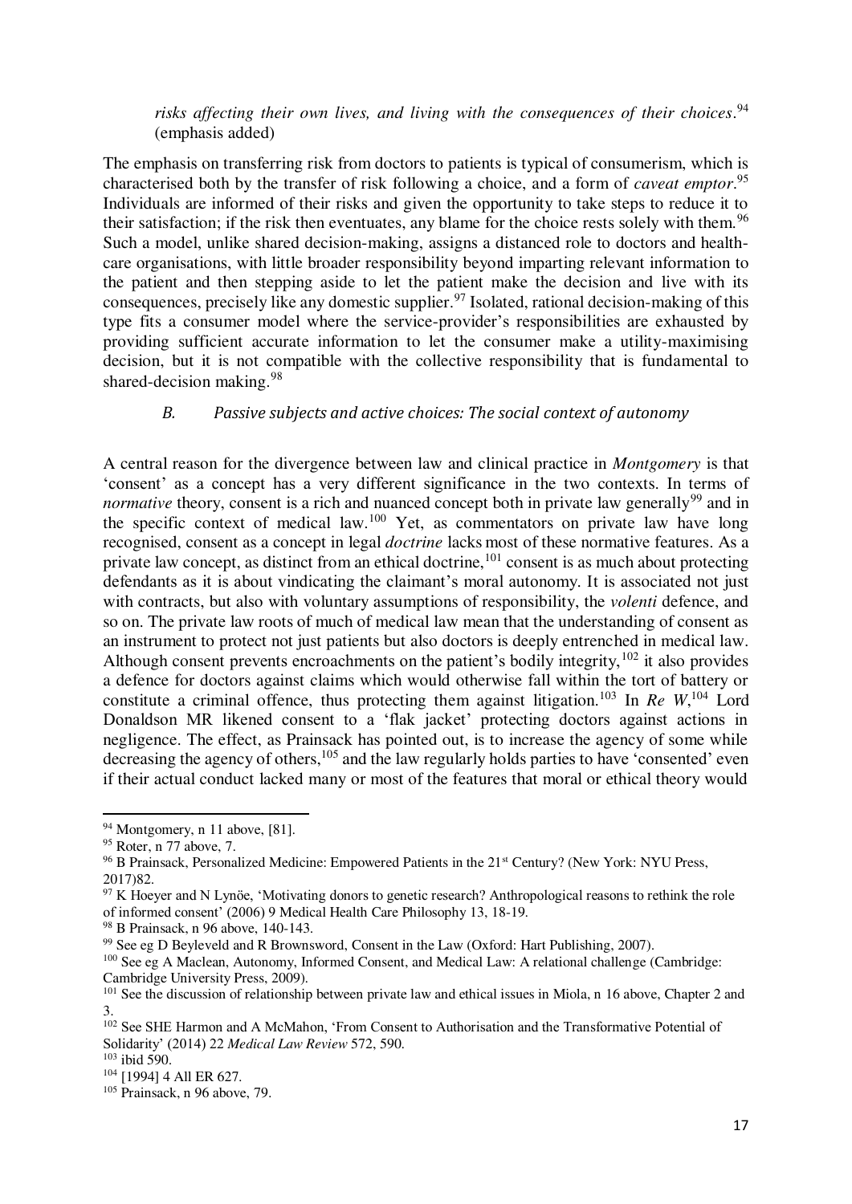*risks affecting their own lives, and living with the consequences of their choices*.[94] (emphasis added)

The emphasis on transferring risk from doctors to patients is typical of consumerism, which is characterised both by the transfer of risk following a choice, and a form of *caveat emptor*.[95] Individuals are informed of their risks and given the opportunity to take steps to reduce it to their satisfaction; if the risk then eventuates, any blame for the choice rests solely with them.[96] Such a model, unlike shared decision-making, assigns a distanced role to doctors and health-care organisations, with little broader responsibility beyond imparting relevant information to the patient and then stepping aside to let the patient make the decision and live with its consequences, precisely like any domestic supplier.[97] Isolated, rational decision-making of this type fits a consumer model where the service-provider's responsibilities are exhausted by providing sufficient accurate information to let the consumer make a utility-maximising decision, but it is not compatible with the collective responsibility that is fundamental to shared-decision making.[98]

### *B. Passive subjects and active choices: The social context of autonomy*

A central reason for the divergence between law and clinical practice in *Montgomery* is that 'consent' as a concept has a very different significance in the two contexts. In terms of *normative* theory, consent is a rich and nuanced concept both in private law generally[99] and in the specific context of medical law.[100] Yet, as commentators on private law have long recognised, consent as a concept in legal *doctrine* lacks most of these normative features. As a private law concept, as distinct from an ethical doctrine,[101] consent is as much about protecting defendants as it is about vindicating the claimant's moral autonomy. It is associated not just with contracts, but also with voluntary assumptions of responsibility, the *volenti* defence, and so on. The private law roots of much of medical law mean that the understanding of consent as an instrument to protect not just patients but also doctors is deeply entrenched in medical law. Although consent prevents encroachments on the patient's bodily integrity,[102] it also provides a defence for doctors against claims which would otherwise fall within the tort of battery or constitute a criminal offence, thus protecting them against litigation.[103] In *Re W*,[104] Lord Donaldson MR likened consent to a 'flak jacket' protecting doctors against actions in negligence. The effect, as Prainsack has pointed out, is to increase the agency of some while decreasing the agency of others,[105] and the law regularly holds parties to have 'consented' even if their actual conduct lacked many or most of the features that moral or ethical theory would

---

[94] Montgomery, n 11 above, [81].

[95] Roter, n 77 above, 7.

[96] B Prainsack, Personalized Medicine: Empowered Patients in the 21st Century? (New York: NYU Press, 2017)82.

[97] K Hoeyer and N Lynöe, 'Motivating donors to genetic research? Anthropological reasons to rethink the role of informed consent' (2006) 9 Medical Health Care Philosophy 13, 18-19.

[98] B Prainsack, n 96 above, 140-143.

[99] See eg D Beyleveld and R Brownsword, Consent in the Law (Oxford: Hart Publishing, 2007).

[100] See eg A Maclean, Autonomy, Informed Consent, and Medical Law: A relational challenge (Cambridge: Cambridge University Press, 2009).

[101] See the discussion of relationship between private law and ethical issues in Miola, n 16 above, Chapter 2 and 3.

[102] See SHE Harmon and A McMahon, 'From Consent to Authorisation and the Transformative Potential of Solidarity' (2014) 22 *Medical Law Review* 572, 590.

[103] ibid 590.

[104] [1994] 4 All ER 627.

[105] Prainsack, n 96 above, 79.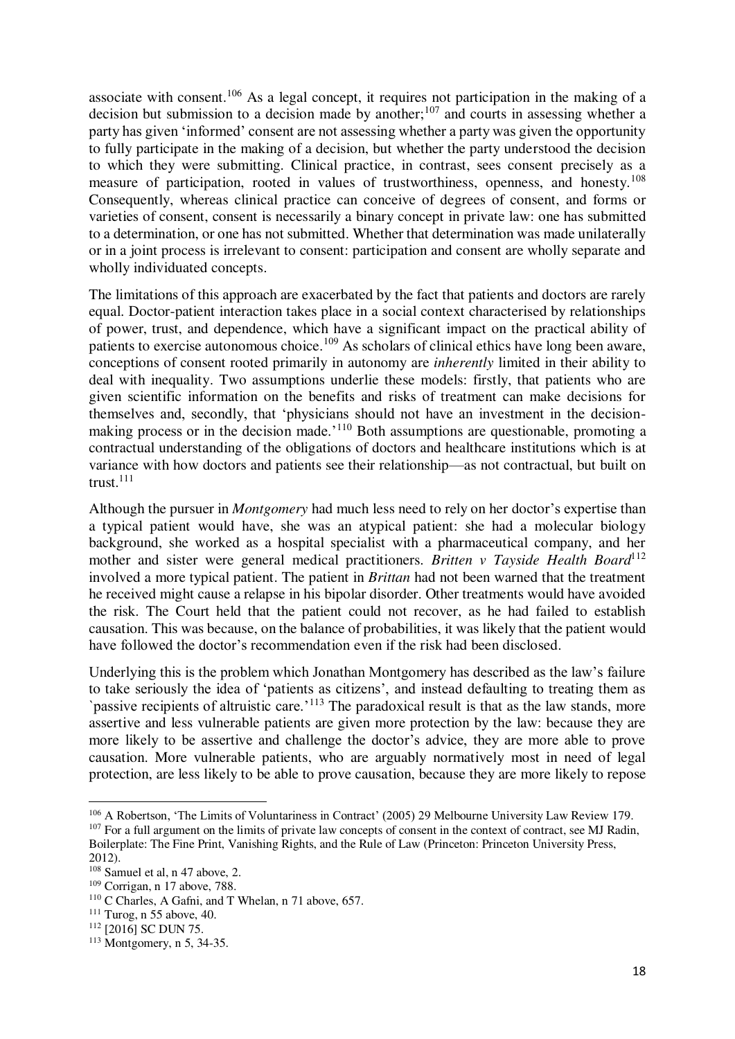associate with consent.[106] As a legal concept, it requires not participation in the making of a decision but submission to a decision made by another;[107] and courts in assessing whether a party has given 'informed' consent are not assessing whether a party was given the opportunity to fully participate in the making of a decision, but whether the party understood the decision to which they were submitting. Clinical practice, in contrast, sees consent precisely as a measure of participation, rooted in values of trustworthiness, openness, and honesty.[108] Consequently, whereas clinical practice can conceive of degrees of consent, and forms or varieties of consent, consent is necessarily a binary concept in private law: one has submitted to a determination, or one has not submitted. Whether that determination was made unilaterally or in a joint process is irrelevant to consent: participation and consent are wholly separate and wholly individuated concepts.

The limitations of this approach are exacerbated by the fact that patients and doctors are rarely equal. Doctor-patient interaction takes place in a social context characterised by relationships of power, trust, and dependence, which have a significant impact on the practical ability of patients to exercise autonomous choice.[109] As scholars of clinical ethics have long been aware, conceptions of consent rooted primarily in autonomy are *inherently* limited in their ability to deal with inequality. Two assumptions underlie these models: firstly, that patients who are given scientific information on the benefits and risks of treatment can make decisions for themselves and, secondly, that 'physicians should not have an investment in the decision-making process or in the decision made.'[110] Both assumptions are questionable, promoting a contractual understanding of the obligations of doctors and healthcare institutions which is at variance with how doctors and patients see their relationship—as not contractual, but built on trust.[111]

Although the pursuer in *Montgomery* had much less need to rely on her doctor's expertise than a typical patient would have, she was an atypical patient: she had a molecular biology background, she worked as a hospital specialist with a pharmaceutical company, and her mother and sister were general medical practitioners. *Britten v Tayside Health Board*[112] involved a more typical patient. The patient in *Brittan* had not been warned that the treatment he received might cause a relapse in his bipolar disorder. Other treatments would have avoided the risk. The Court held that the patient could not recover, as he had failed to establish causation. This was because, on the balance of probabilities, it was likely that the patient would have followed the doctor's recommendation even if the risk had been disclosed.

Underlying this is the problem which Jonathan Montgomery has described as the law's failure to take seriously the idea of 'patients as citizens', and instead defaulting to treating them as `passive recipients of altruistic care.'[113] The paradoxical result is that as the law stands, more assertive and less vulnerable patients are given more protection by the law: because they are more likely to be assertive and challenge the doctor's advice, they are more able to prove causation. More vulnerable patients, who are arguably normatively most in need of legal protection, are less likely to be able to prove causation, because they are more likely to repose

---

[106] A Robertson, 'The Limits of Voluntariness in Contract' (2005) 29 Melbourne University Law Review 179.

[107] For a full argument on the limits of private law concepts of consent in the context of contract, see MJ Radin, Boilerplate: The Fine Print, Vanishing Rights, and the Rule of Law (Princeton: Princeton University Press, 2012).

[108] Samuel et al, n 47 above, 2.

[109] Corrigan, n 17 above, 788.

[110] C Charles, A Gafni, and T Whelan, n 71 above, 657.

[111] Turog, n 55 above, 40.

[112] [2016] SC DUN 75.

[113] Montgomery, n 5, 34-35.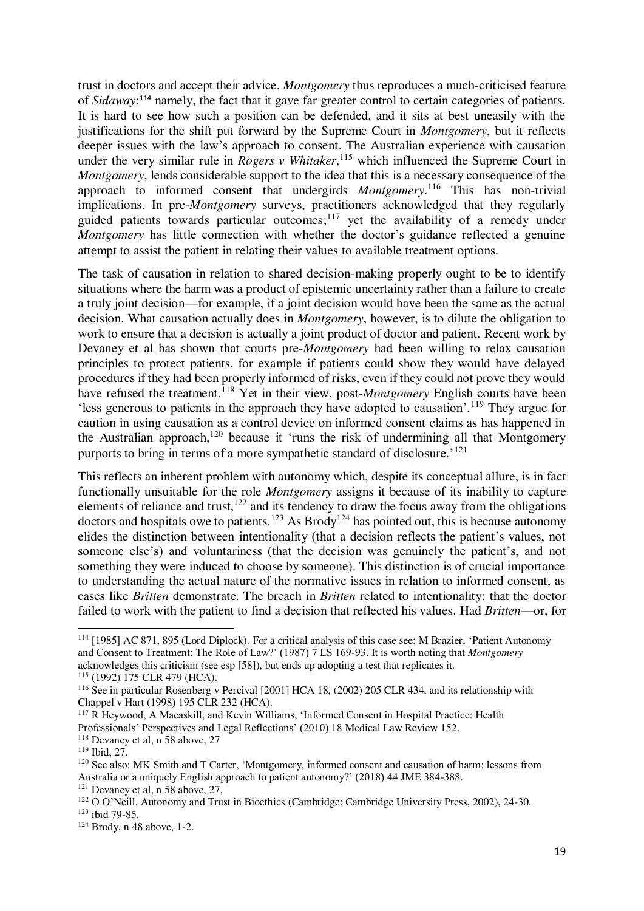trust in doctors and accept their advice. *Montgomery* thus reproduces a much-criticised feature of *Sidaway*:[114] namely, the fact that it gave far greater control to certain categories of patients. It is hard to see how such a position can be defended, and it sits at best uneasily with the justifications for the shift put forward by the Supreme Court in *Montgomery*, but it reflects deeper issues with the law's approach to consent. The Australian experience with causation under the very similar rule in *Rogers v Whitaker*,[115] which influenced the Supreme Court in *Montgomery*, lends considerable support to the idea that this is a necessary consequence of the approach to informed consent that undergirds *Montgomery*.[116] This has non-trivial implications. In pre-*Montgomery* surveys, practitioners acknowledged that they regularly guided patients towards particular outcomes;[117] yet the availability of a remedy under *Montgomery* has little connection with whether the doctor's guidance reflected a genuine attempt to assist the patient in relating their values to available treatment options.

The task of causation in relation to shared decision-making properly ought to be to identify situations where the harm was a product of epistemic uncertainty rather than a failure to create a truly joint decision—for example, if a joint decision would have been the same as the actual decision. What causation actually does in *Montgomery*, however, is to dilute the obligation to work to ensure that a decision is actually a joint product of doctor and patient. Recent work by Devaney et al has shown that courts pre-*Montgomery* had been willing to relax causation principles to protect patients, for example if patients could show they would have delayed procedures if they had been properly informed of risks, even if they could not prove they would have refused the treatment.[118] Yet in their view, post-*Montgomery* English courts have been 'less generous to patients in the approach they have adopted to causation'.[119] They argue for caution in using causation as a control device on informed consent claims as has happened in the Australian approach,[120] because it 'runs the risk of undermining all that Montgomery purports to bring in terms of a more sympathetic standard of disclosure.'[121]

This reflects an inherent problem with autonomy which, despite its conceptual allure, is in fact functionally unsuitable for the role *Montgomery* assigns it because of its inability to capture elements of reliance and trust,[122] and its tendency to draw the focus away from the obligations doctors and hospitals owe to patients.[123] As Brody[124] has pointed out, this is because autonomy elides the distinction between intentionality (that a decision reflects the patient's values, not someone else's) and voluntariness (that the decision was genuinely the patient's, and not something they were induced to choose by someone). This distinction is of crucial importance to understanding the actual nature of the normative issues in relation to informed consent, as cases like *Britten* demonstrate. The breach in *Britten* related to intentionality: that the doctor failed to work with the patient to find a decision that reflected his values. Had *Britten*—or, for

---

[114] [1985] AC 871, 895 (Lord Diplock). For a critical analysis of this case see: M Brazier, 'Patient Autonomy and Consent to Treatment: The Role of Law?' (1987) 7 LS 169-93. It is worth noting that *Montgomery* acknowledges this criticism (see esp [58]), but ends up adopting a test that replicates it.

[115] (1992) 175 CLR 479 (HCA).

[116] See in particular Rosenberg v Percival [2001] HCA 18, (2002) 205 CLR 434, and its relationship with Chappel v Hart (1998) 195 CLR 232 (HCA).

[117] R Heywood, A Macaskill, and Kevin Williams, 'Informed Consent in Hospital Practice: Health Professionals' Perspectives and Legal Reflections' (2010) 18 Medical Law Review 152.

[118] Devaney et al, n 58 above, 27

[119] Ibid, 27.

[120] See also: MK Smith and T Carter, 'Montgomery, informed consent and causation of harm: lessons from Australia or a uniquely English approach to patient autonomy?' (2018) 44 JME 384-388.

[121] Devaney et al, n 58 above, 27,

[122] O O'Neill, Autonomy and Trust in Bioethics (Cambridge: Cambridge University Press, 2002), 24-30.

[123] ibid 79-85.

[124] Brody, n 48 above, 1-2.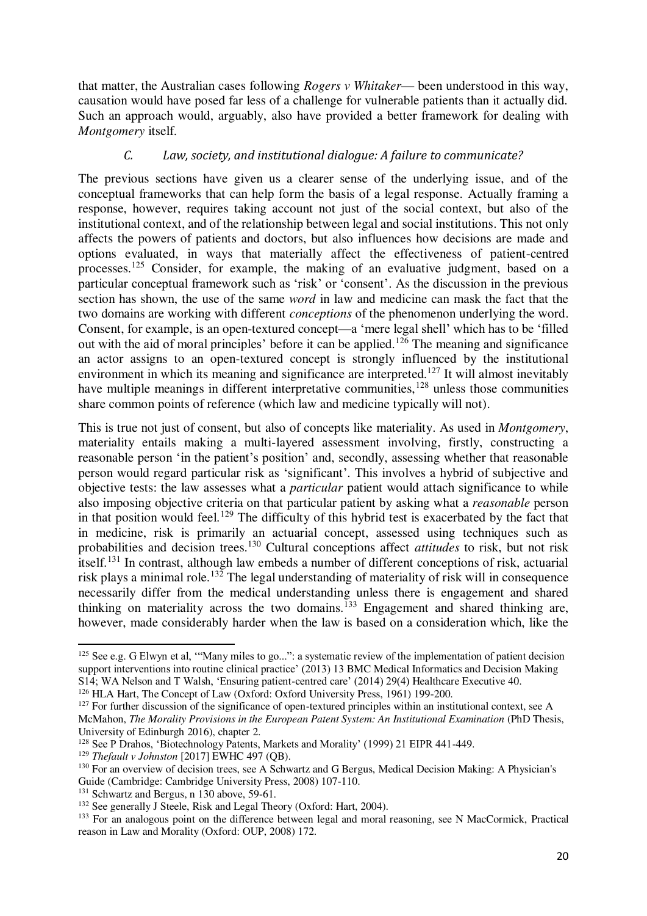that matter, the Australian cases following *Rogers v Whitaker*— been understood in this way, causation would have posed far less of a challenge for vulnerable patients than it actually did. Such an approach would, arguably, also have provided a better framework for dealing with *Montgomery* itself.

### *C. Law, society, and institutional dialogue: A failure to communicate?*

The previous sections have given us a clearer sense of the underlying issue, and of the conceptual frameworks that can help form the basis of a legal response. Actually framing a response, however, requires taking account not just of the social context, but also of the institutional context, and of the relationship between legal and social institutions. This not only affects the powers of patients and doctors, but also influences how decisions are made and options evaluated, in ways that materially affect the effectiveness of patient-centred processes.[125] Consider, for example, the making of an evaluative judgment, based on a particular conceptual framework such as 'risk' or 'consent'. As the discussion in the previous section has shown, the use of the same *word* in law and medicine can mask the fact that the two domains are working with different *conceptions* of the phenomenon underlying the word. Consent, for example, is an open-textured concept—a 'mere legal shell' which has to be 'filled out with the aid of moral principles' before it can be applied.[126] The meaning and significance an actor assigns to an open-textured concept is strongly influenced by the institutional environment in which its meaning and significance are interpreted.[127] It will almost inevitably have multiple meanings in different interpretative communities,[128] unless those communities share common points of reference (which law and medicine typically will not).

This is true not just of consent, but also of concepts like materiality. As used in *Montgomery*, materiality entails making a multi-layered assessment involving, firstly, constructing a reasonable person 'in the patient's position' and, secondly, assessing whether that reasonable person would regard particular risk as 'significant'. This involves a hybrid of subjective and objective tests: the law assesses what a *particular* patient would attach significance to while also imposing objective criteria on that particular patient by asking what a *reasonable* person in that position would feel.[129] The difficulty of this hybrid test is exacerbated by the fact that in medicine, risk is primarily an actuarial concept, assessed using techniques such as probabilities and decision trees.[130] Cultural conceptions affect *attitudes* to risk, but not risk itself.[131] In contrast, although law embeds a number of different conceptions of risk, actuarial risk plays a minimal role.[132] The legal understanding of materiality of risk will in consequence necessarily differ from the medical understanding unless there is engagement and shared thinking on materiality across the two domains.[133] Engagement and shared thinking are, however, made considerably harder when the law is based on a consideration which, like the

---

[125] See e.g. G Elwyn et al, '"Many miles to go...": a systematic review of the implementation of patient decision support interventions into routine clinical practice' (2013) 13 BMC Medical Informatics and Decision Making S14; WA Nelson and T Walsh, 'Ensuring patient-centred care' (2014) 29(4) Healthcare Executive 40.

[126] HLA Hart, The Concept of Law (Oxford: Oxford University Press, 1961) 199-200.

[127] For further discussion of the significance of open-textured principles within an institutional context, see A McMahon, *The Morality Provisions in the European Patent System: An Institutional Examination* (PhD Thesis, University of Edinburgh 2016), chapter 2.

[128] See P Drahos, 'Biotechnology Patents, Markets and Morality' (1999) 21 EIPR 441-449.

[129] *Thefault v Johnston* [2017] EWHC 497 (QB).

[130] For an overview of decision trees, see A Schwartz and G Bergus, Medical Decision Making: A Physician's Guide (Cambridge: Cambridge University Press, 2008) 107-110.

[131] Schwartz and Bergus, n 130 above, 59-61.

[132] See generally J Steele, Risk and Legal Theory (Oxford: Hart, 2004).

[133] For an analogous point on the difference between legal and moral reasoning, see N MacCormick, Practical reason in Law and Morality (Oxford: OUP, 2008) 172.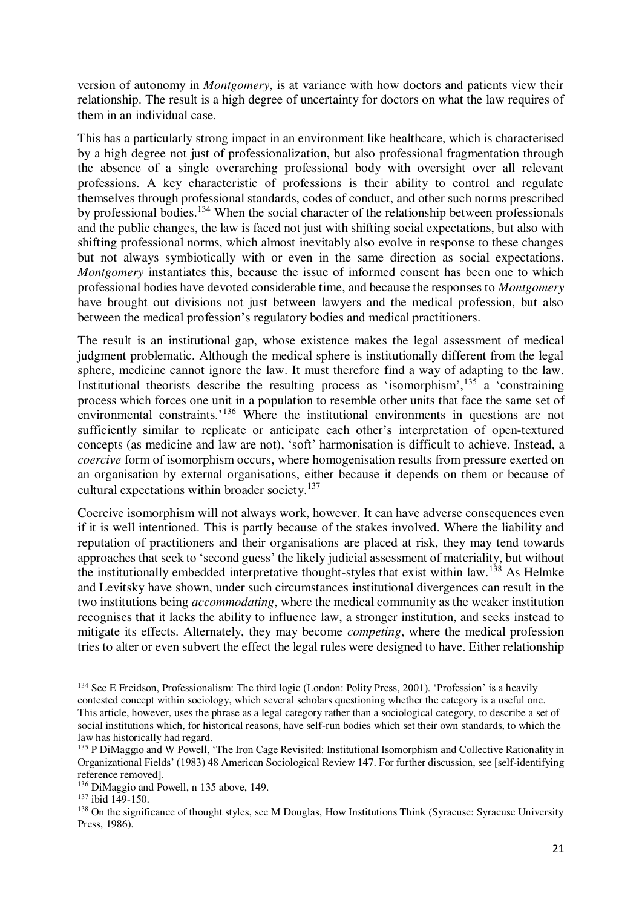version of autonomy in *Montgomery*, is at variance with how doctors and patients view their relationship. The result is a high degree of uncertainty for doctors on what the law requires of them in an individual case.

This has a particularly strong impact in an environment like healthcare, which is characterised by a high degree not just of professionalization, but also professional fragmentation through the absence of a single overarching professional body with oversight over all relevant professions. A key characteristic of professions is their ability to control and regulate themselves through professional standards, codes of conduct, and other such norms prescribed by professional bodies.[134] When the social character of the relationship between professionals and the public changes, the law is faced not just with shifting social expectations, but also with shifting professional norms, which almost inevitably also evolve in response to these changes but not always symbiotically with or even in the same direction as social expectations. *Montgomery* instantiates this, because the issue of informed consent has been one to which professional bodies have devoted considerable time, and because the responses to *Montgomery* have brought out divisions not just between lawyers and the medical profession, but also between the medical profession's regulatory bodies and medical practitioners.

The result is an institutional gap, whose existence makes the legal assessment of medical judgment problematic. Although the medical sphere is institutionally different from the legal sphere, medicine cannot ignore the law. It must therefore find a way of adapting to the law. Institutional theorists describe the resulting process as 'isomorphism',[135] a 'constraining process which forces one unit in a population to resemble other units that face the same set of environmental constraints.'[136] Where the institutional environments in questions are not sufficiently similar to replicate or anticipate each other's interpretation of open-textured concepts (as medicine and law are not), 'soft' harmonisation is difficult to achieve. Instead, a *coercive* form of isomorphism occurs, where homogenisation results from pressure exerted on an organisation by external organisations, either because it depends on them or because of cultural expectations within broader society.[137]

Coercive isomorphism will not always work, however. It can have adverse consequences even if it is well intentioned. This is partly because of the stakes involved. Where the liability and reputation of practitioners and their organisations are placed at risk, they may tend towards approaches that seek to 'second guess' the likely judicial assessment of materiality, but without the institutionally embedded interpretative thought-styles that exist within law.[138] As Helmke and Levitsky have shown, under such circumstances institutional divergences can result in the two institutions being *accommodating*, where the medical community as the weaker institution recognises that it lacks the ability to influence law, a stronger institution, and seeks instead to mitigate its effects. Alternately, they may become *competing*, where the medical profession tries to alter or even subvert the effect the legal rules were designed to have. Either relationship

---

[134] See E Freidson, Professionalism: The third logic (London: Polity Press, 2001). 'Profession' is a heavily contested concept within sociology, which several scholars questioning whether the category is a useful one. This article, however, uses the phrase as a legal category rather than a sociological category, to describe a set of social institutions which, for historical reasons, have self-run bodies which set their own standards, to which the law has historically had regard.

[135] P DiMaggio and W Powell, 'The Iron Cage Revisited: Institutional Isomorphism and Collective Rationality in Organizational Fields' (1983) 48 American Sociological Review 147. For further discussion, see [self-identifying reference removed].

[136] DiMaggio and Powell, n 135 above, 149.

[137] ibid 149-150.

[138] On the significance of thought styles, see M Douglas, How Institutions Think (Syracuse: Syracuse University Press, 1986).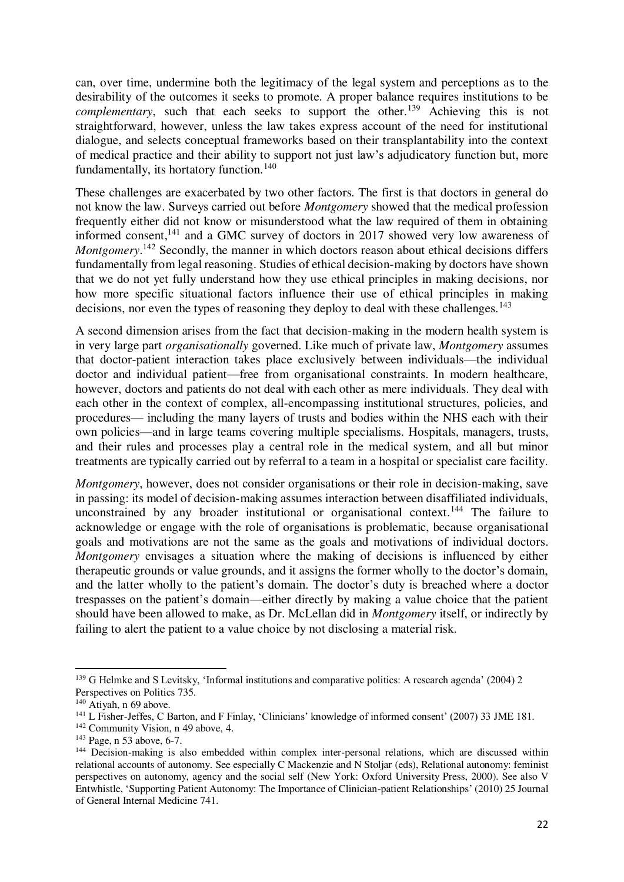can, over time, undermine both the legitimacy of the legal system and perceptions as to the desirability of the outcomes it seeks to promote. A proper balance requires institutions to be *complementary*, such that each seeks to support the other.[139] Achieving this is not straightforward, however, unless the law takes express account of the need for institutional dialogue, and selects conceptual frameworks based on their transplantability into the context of medical practice and their ability to support not just law's adjudicatory function but, more fundamentally, its hortatory function.[140]

These challenges are exacerbated by two other factors. The first is that doctors in general do not know the law. Surveys carried out before *Montgomery* showed that the medical profession frequently either did not know or misunderstood what the law required of them in obtaining informed consent,[141] and a GMC survey of doctors in 2017 showed very low awareness of *Montgomery*.[142] Secondly, the manner in which doctors reason about ethical decisions differs fundamentally from legal reasoning. Studies of ethical decision-making by doctors have shown that we do not yet fully understand how they use ethical principles in making decisions, nor how more specific situational factors influence their use of ethical principles in making decisions, nor even the types of reasoning they deploy to deal with these challenges.[143]

A second dimension arises from the fact that decision-making in the modern health system is in very large part *organisationally* governed. Like much of private law, *Montgomery* assumes that doctor-patient interaction takes place exclusively between individuals—the individual doctor and individual patient—free from organisational constraints. In modern healthcare, however, doctors and patients do not deal with each other as mere individuals. They deal with each other in the context of complex, all-encompassing institutional structures, policies, and procedures— including the many layers of trusts and bodies within the NHS each with their own policies—and in large teams covering multiple specialisms. Hospitals, managers, trusts, and their rules and processes play a central role in the medical system, and all but minor treatments are typically carried out by referral to a team in a hospital or specialist care facility.

*Montgomery*, however, does not consider organisations or their role in decision-making, save in passing: its model of decision-making assumes interaction between disaffiliated individuals, unconstrained by any broader institutional or organisational context.[144] The failure to acknowledge or engage with the role of organisations is problematic, because organisational goals and motivations are not the same as the goals and motivations of individual doctors. *Montgomery* envisages a situation where the making of decisions is influenced by either therapeutic grounds or value grounds, and it assigns the former wholly to the doctor's domain, and the latter wholly to the patient's domain. The doctor's duty is breached where a doctor trespasses on the patient's domain—either directly by making a value choice that the patient should have been allowed to make, as Dr. McLellan did in *Montgomery* itself, or indirectly by failing to alert the patient to a value choice by not disclosing a material risk.

---

[139] G Helmke and S Levitsky, 'Informal institutions and comparative politics: A research agenda' (2004) 2 Perspectives on Politics 735.

[140] Atiyah, n 69 above.

[141] L Fisher-Jeffes, C Barton, and F Finlay, 'Clinicians' knowledge of informed consent' (2007) 33 JME 181.

[142] Community Vision, n 49 above, 4.

[143] Page, n 53 above, 6-7.

[144] Decision-making is also embedded within complex inter-personal relations, which are discussed within relational accounts of autonomy. See especially C Mackenzie and N Stoljar (eds), Relational autonomy: feminist perspectives on autonomy, agency and the social self (New York: Oxford University Press, 2000). See also V Entwhistle, 'Supporting Patient Autonomy: The Importance of Clinician-patient Relationships' (2010) 25 Journal of General Internal Medicine 741.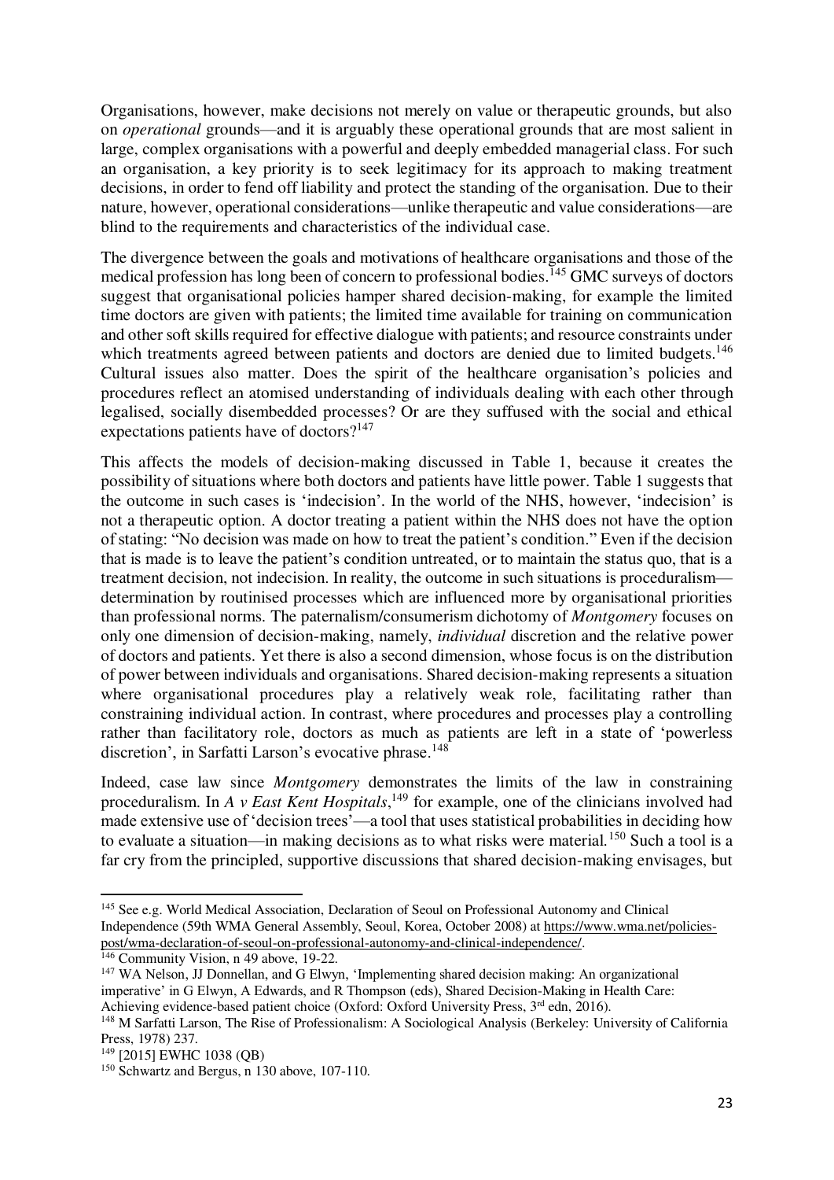Organisations, however, make decisions not merely on value or therapeutic grounds, but also on *operational* grounds—and it is arguably these operational grounds that are most salient in large, complex organisations with a powerful and deeply embedded managerial class. For such an organisation, a key priority is to seek legitimacy for its approach to making treatment decisions, in order to fend off liability and protect the standing of the organisation. Due to their nature, however, operational considerations—unlike therapeutic and value considerations—are blind to the requirements and characteristics of the individual case.

The divergence between the goals and motivations of healthcare organisations and those of the medical profession has long been of concern to professional bodies.[145] GMC surveys of doctors suggest that organisational policies hamper shared decision-making, for example the limited time doctors are given with patients; the limited time available for training on communication and other soft skills required for effective dialogue with patients; and resource constraints under which treatments agreed between patients and doctors are denied due to limited budgets.[146] Cultural issues also matter. Does the spirit of the healthcare organisation's policies and procedures reflect an atomised understanding of individuals dealing with each other through legalised, socially disembedded processes? Or are they suffused with the social and ethical expectations patients have of doctors?[147]

This affects the models of decision-making discussed in Table 1, because it creates the possibility of situations where both doctors and patients have little power. Table 1 suggests that the outcome in such cases is 'indecision'. In the world of the NHS, however, 'indecision' is not a therapeutic option. A doctor treating a patient within the NHS does not have the option of stating: "No decision was made on how to treat the patient's condition." Even if the decision that is made is to leave the patient's condition untreated, or to maintain the status quo, that is a treatment decision, not indecision. In reality, the outcome in such situations is proceduralism—determination by routinised processes which are influenced more by organisational priorities than professional norms. The paternalism/consumerism dichotomy of *Montgomery* focuses on only one dimension of decision-making, namely, *individual* discretion and the relative power of doctors and patients. Yet there is also a second dimension, whose focus is on the distribution of power between individuals and organisations. Shared decision-making represents a situation where organisational procedures play a relatively weak role, facilitating rather than constraining individual action. In contrast, where procedures and processes play a controlling rather than facilitatory role, doctors as much as patients are left in a state of 'powerless discretion', in Sarfatti Larson's evocative phrase.[148]

Indeed, case law since *Montgomery* demonstrates the limits of the law in constraining proceduralism. In *A v East Kent Hospitals*,[149] for example, one of the clinicians involved had made extensive use of 'decision trees'—a tool that uses statistical probabilities in deciding how to evaluate a situation—in making decisions as to what risks were material.[150] Such a tool is a far cry from the principled, supportive discussions that shared decision-making envisages, but

---

[145] See e.g. World Medical Association, Declaration of Seoul on Professional Autonomy and Clinical Independence (59th WMA General Assembly, Seoul, Korea, October 2008) at https://www.wma.net/policies-post/wma-declaration-of-seoul-on-professional-autonomy-and-clinical-independence/.

[146] Community Vision, n 49 above, 19-22.

[147] WA Nelson, JJ Donnellan, and G Elwyn, 'Implementing shared decision making: An organizational imperative' in G Elwyn, A Edwards, and R Thompson (eds), Shared Decision-Making in Health Care: Achieving evidence-based patient choice (Oxford: Oxford University Press, 3rd edn, 2016).

[148] M Sarfatti Larson, The Rise of Professionalism: A Sociological Analysis (Berkeley: University of California Press, 1978) 237.

[149] [2015] EWHC 1038 (QB)

[150] Schwartz and Bergus, n 130 above, 107-110.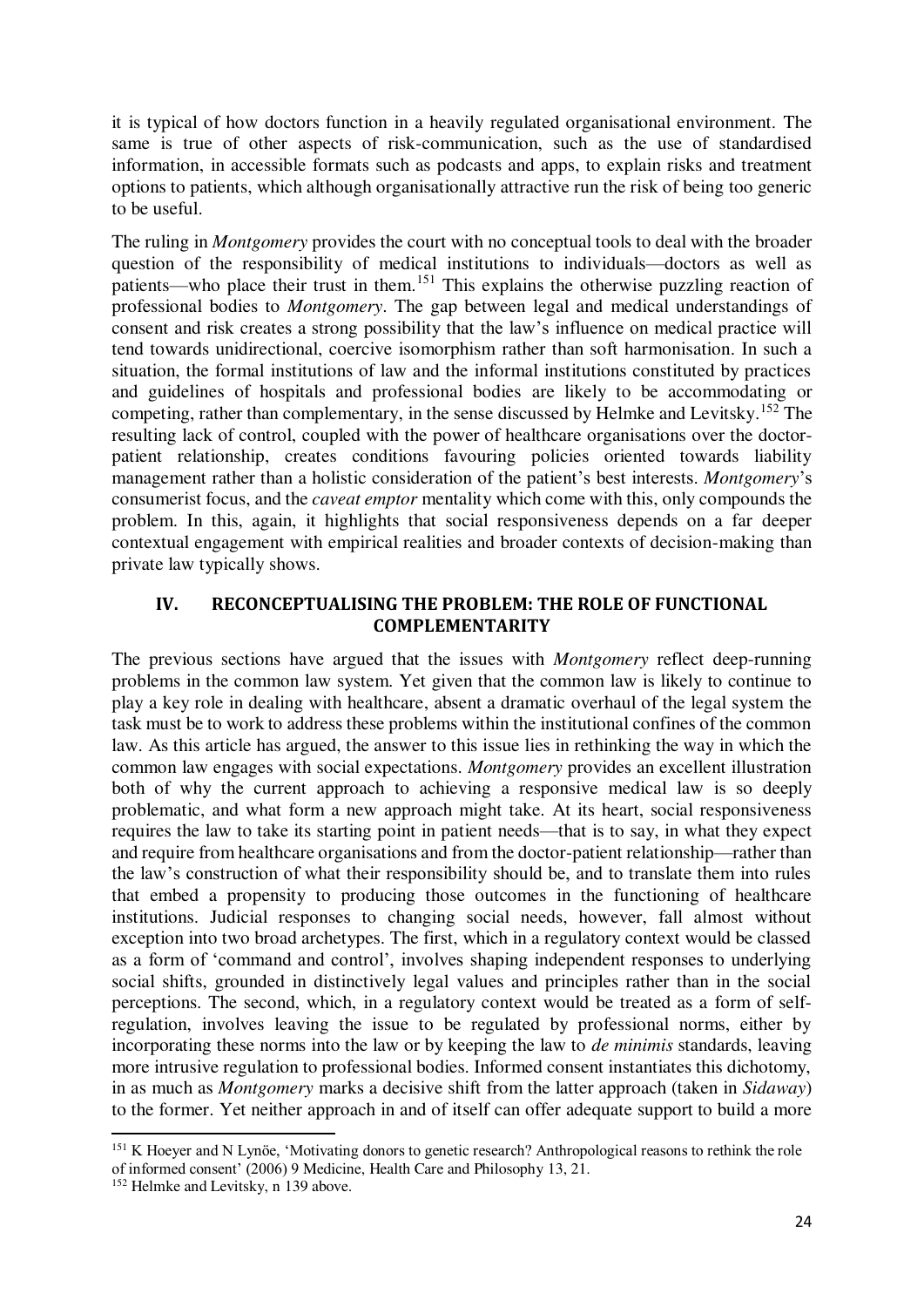it is typical of how doctors function in a heavily regulated organisational environment. The same is true of other aspects of risk-communication, such as the use of standardised information, in accessible formats such as podcasts and apps, to explain risks and treatment options to patients, which although organisationally attractive run the risk of being too generic to be useful.

The ruling in *Montgomery* provides the court with no conceptual tools to deal with the broader question of the responsibility of medical institutions to individuals—doctors as well as patients—who place their trust in them.[151] This explains the otherwise puzzling reaction of professional bodies to *Montgomery*. The gap between legal and medical understandings of consent and risk creates a strong possibility that the law's influence on medical practice will tend towards unidirectional, coercive isomorphism rather than soft harmonisation. In such a situation, the formal institutions of law and the informal institutions constituted by practices and guidelines of hospitals and professional bodies are likely to be accommodating or competing, rather than complementary, in the sense discussed by Helmke and Levitsky.[152] The resulting lack of control, coupled with the power of healthcare organisations over the doctor-patient relationship, creates conditions favouring policies oriented towards liability management rather than a holistic consideration of the patient's best interests. *Montgomery*'s consumerist focus, and the *caveat emptor* mentality which come with this, only compounds the problem. In this, again, it highlights that social responsiveness depends on a far deeper contextual engagement with empirical realities and broader contexts of decision-making than private law typically shows.

## IV. RECONCEPTUALISING THE PROBLEM: THE ROLE OF FUNCTIONAL COMPLEMENTARITY

The previous sections have argued that the issues with *Montgomery* reflect deep-running problems in the common law system. Yet given that the common law is likely to continue to play a key role in dealing with healthcare, absent a dramatic overhaul of the legal system the task must be to work to address these problems within the institutional confines of the common law. As this article has argued, the answer to this issue lies in rethinking the way in which the common law engages with social expectations. *Montgomery* provides an excellent illustration both of why the current approach to achieving a responsive medical law is so deeply problematic, and what form a new approach might take. At its heart, social responsiveness requires the law to take its starting point in patient needs—that is to say, in what they expect and require from healthcare organisations and from the doctor-patient relationship—rather than the law's construction of what their responsibility should be, and to translate them into rules that embed a propensity to producing those outcomes in the functioning of healthcare institutions. Judicial responses to changing social needs, however, fall almost without exception into two broad archetypes. The first, which in a regulatory context would be classed as a form of 'command and control', involves shaping independent responses to underlying social shifts, grounded in distinctively legal values and principles rather than in the social perceptions. The second, which, in a regulatory context would be treated as a form of self-regulation, involves leaving the issue to be regulated by professional norms, either by incorporating these norms into the law or by keeping the law to *de minimis* standards, leaving more intrusive regulation to professional bodies. Informed consent instantiates this dichotomy, in as much as *Montgomery* marks a decisive shift from the latter approach (taken in *Sidaway*) to the former. Yet neither approach in and of itself can offer adequate support to build a more

[151] K Hoeyer and N Lynöe, 'Motivating donors to genetic research? Anthropological reasons to rethink the role of informed consent' (2006) 9 Medicine, Health Care and Philosophy 13, 21.

[152] Helmke and Levitsky, n 139 above.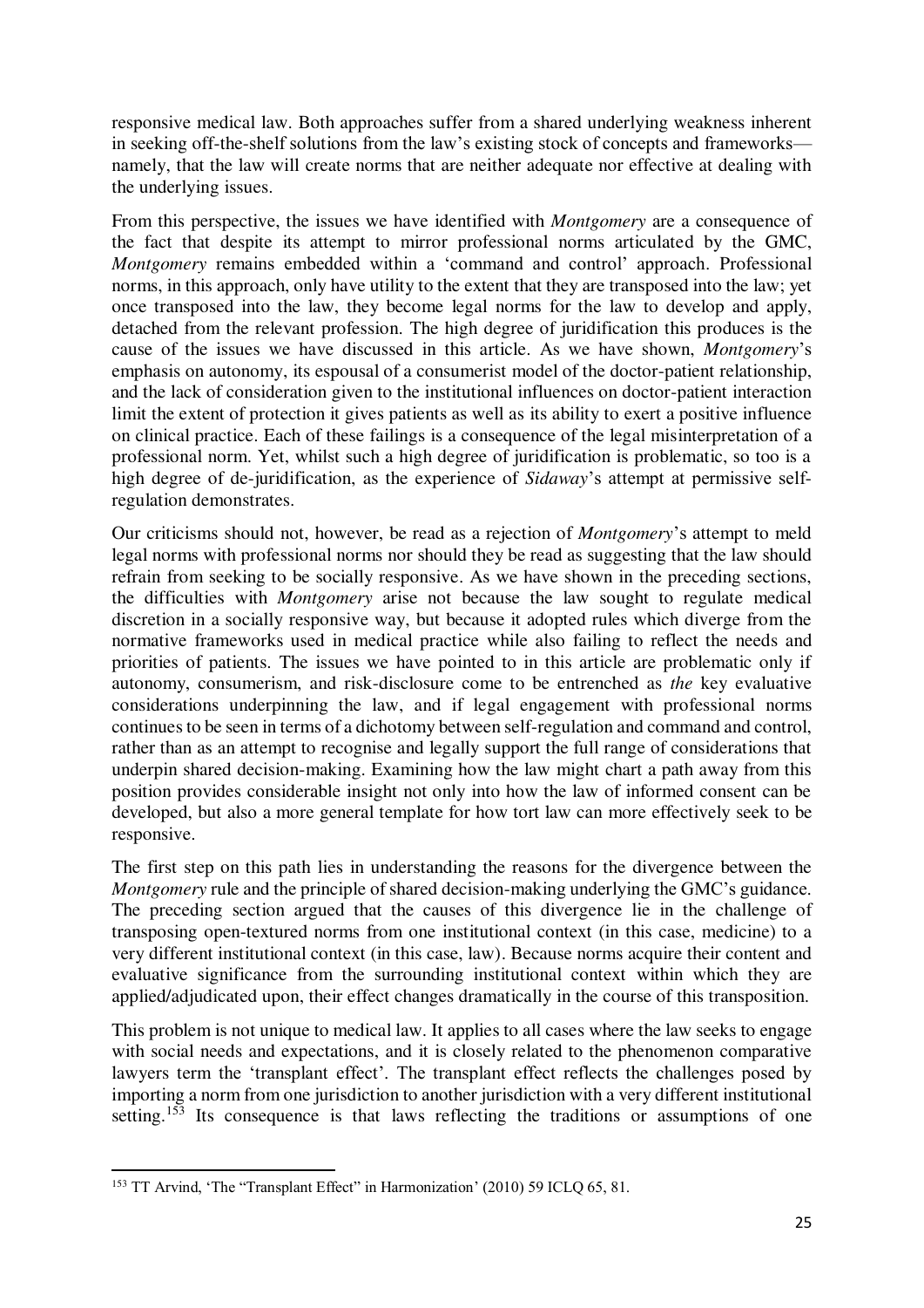responsive medical law. Both approaches suffer from a shared underlying weakness inherent in seeking off-the-shelf solutions from the law's existing stock of concepts and frameworks—namely, that the law will create norms that are neither adequate nor effective at dealing with the underlying issues.

From this perspective, the issues we have identified with *Montgomery* are a consequence of the fact that despite its attempt to mirror professional norms articulated by the GMC, *Montgomery* remains embedded within a 'command and control' approach. Professional norms, in this approach, only have utility to the extent that they are transposed into the law; yet once transposed into the law, they become legal norms for the law to develop and apply, detached from the relevant profession. The high degree of juridification this produces is the cause of the issues we have discussed in this article. As we have shown, *Montgomery*'s emphasis on autonomy, its espousal of a consumerist model of the doctor-patient relationship, and the lack of consideration given to the institutional influences on doctor-patient interaction limit the extent of protection it gives patients as well as its ability to exert a positive influence on clinical practice. Each of these failings is a consequence of the legal misinterpretation of a professional norm. Yet, whilst such a high degree of juridification is problematic, so too is a high degree of de-juridification, as the experience of *Sidaway*'s attempt at permissive self-regulation demonstrates.

Our criticisms should not, however, be read as a rejection of *Montgomery*'s attempt to meld legal norms with professional norms nor should they be read as suggesting that the law should refrain from seeking to be socially responsive. As we have shown in the preceding sections, the difficulties with *Montgomery* arise not because the law sought to regulate medical discretion in a socially responsive way, but because it adopted rules which diverge from the normative frameworks used in medical practice while also failing to reflect the needs and priorities of patients. The issues we have pointed to in this article are problematic only if autonomy, consumerism, and risk-disclosure come to be entrenched as *the* key evaluative considerations underpinning the law, and if legal engagement with professional norms continues to be seen in terms of a dichotomy between self-regulation and command and control, rather than as an attempt to recognise and legally support the full range of considerations that underpin shared decision-making. Examining how the law might chart a path away from this position provides considerable insight not only into how the law of informed consent can be developed, but also a more general template for how tort law can more effectively seek to be responsive.

The first step on this path lies in understanding the reasons for the divergence between the *Montgomery* rule and the principle of shared decision-making underlying the GMC's guidance. The preceding section argued that the causes of this divergence lie in the challenge of transposing open-textured norms from one institutional context (in this case, medicine) to a very different institutional context (in this case, law). Because norms acquire their content and evaluative significance from the surrounding institutional context within which they are applied/adjudicated upon, their effect changes dramatically in the course of this transposition.

This problem is not unique to medical law. It applies to all cases where the law seeks to engage with social needs and expectations, and it is closely related to the phenomenon comparative lawyers term the 'transplant effect'. The transplant effect reflects the challenges posed by importing a norm from one jurisdiction to another jurisdiction with a very different institutional setting.[153] Its consequence is that laws reflecting the traditions or assumptions of one

---

[153] TT Arvind, 'The "Transplant Effect" in Harmonization' (2010) 59 ICLQ 65, 81.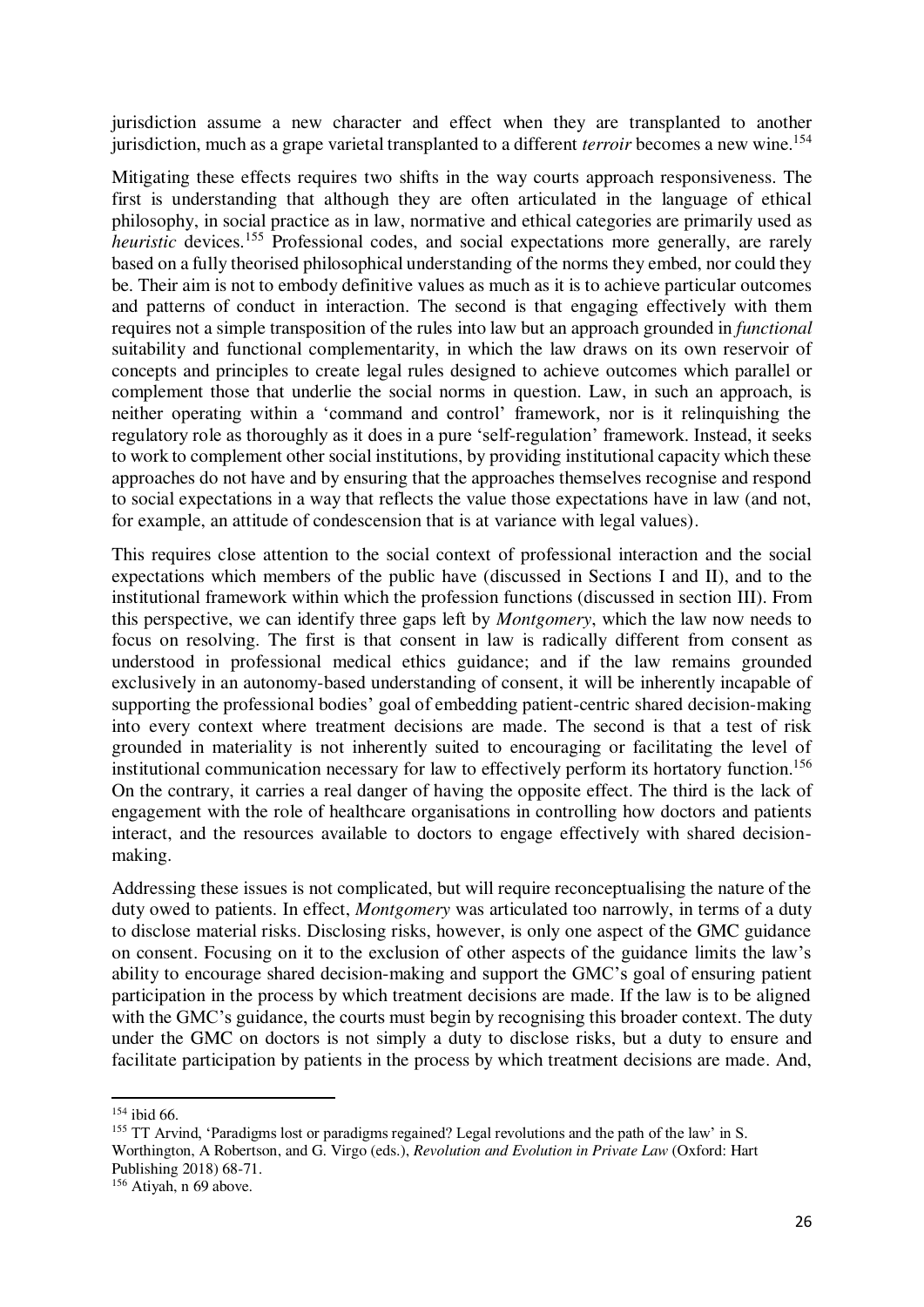jurisdiction assume a new character and effect when they are transplanted to another jurisdiction, much as a grape varietal transplanted to a different *terroir* becomes a new wine.[154]

Mitigating these effects requires two shifts in the way courts approach responsiveness. The first is understanding that although they are often articulated in the language of ethical philosophy, in social practice as in law, normative and ethical categories are primarily used as *heuristic* devices.[155] Professional codes, and social expectations more generally, are rarely based on a fully theorised philosophical understanding of the norms they embed, nor could they be. Their aim is not to embody definitive values as much as it is to achieve particular outcomes and patterns of conduct in interaction. The second is that engaging effectively with them requires not a simple transposition of the rules into law but an approach grounded in *functional* suitability and functional complementarity, in which the law draws on its own reservoir of concepts and principles to create legal rules designed to achieve outcomes which parallel or complement those that underlie the social norms in question. Law, in such an approach, is neither operating within a 'command and control' framework, nor is it relinquishing the regulatory role as thoroughly as it does in a pure 'self-regulation' framework. Instead, it seeks to work to complement other social institutions, by providing institutional capacity which these approaches do not have and by ensuring that the approaches themselves recognise and respond to social expectations in a way that reflects the value those expectations have in law (and not, for example, an attitude of condescension that is at variance with legal values).

This requires close attention to the social context of professional interaction and the social expectations which members of the public have (discussed in Sections I and II), and to the institutional framework within which the profession functions (discussed in section III). From this perspective, we can identify three gaps left by *Montgomery*, which the law now needs to focus on resolving. The first is that consent in law is radically different from consent as understood in professional medical ethics guidance; and if the law remains grounded exclusively in an autonomy-based understanding of consent, it will be inherently incapable of supporting the professional bodies' goal of embedding patient-centric shared decision-making into every context where treatment decisions are made. The second is that a test of risk grounded in materiality is not inherently suited to encouraging or facilitating the level of institutional communication necessary for law to effectively perform its hortatory function.[156] On the contrary, it carries a real danger of having the opposite effect. The third is the lack of engagement with the role of healthcare organisations in controlling how doctors and patients interact, and the resources available to doctors to engage effectively with shared decision-making.

Addressing these issues is not complicated, but will require reconceptualising the nature of the duty owed to patients. In effect, *Montgomery* was articulated too narrowly, in terms of a duty to disclose material risks. Disclosing risks, however, is only one aspect of the GMC guidance on consent. Focusing on it to the exclusion of other aspects of the guidance limits the law's ability to encourage shared decision-making and support the GMC's goal of ensuring patient participation in the process by which treatment decisions are made. If the law is to be aligned with the GMC's guidance, the courts must begin by recognising this broader context. The duty under the GMC on doctors is not simply a duty to disclose risks, but a duty to ensure and facilitate participation by patients in the process by which treatment decisions are made. And,

---

[154] ibid 66.

[155] TT Arvind, 'Paradigms lost or paradigms regained? Legal revolutions and the path of the law' in S. Worthington, A Robertson, and G. Virgo (eds.), *Revolution and Evolution in Private Law* (Oxford: Hart Publishing 2018) 68-71.

[156] Atiyah, n 69 above.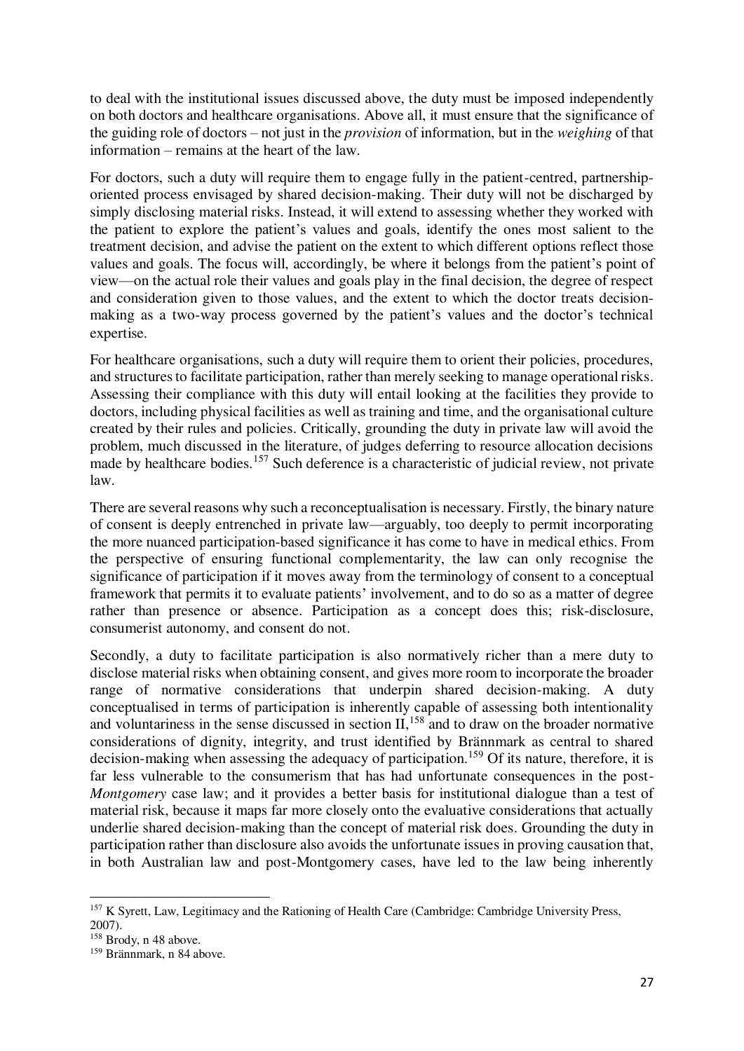to deal with the institutional issues discussed above, the duty must be imposed independently on both doctors and healthcare organisations. Above all, it must ensure that the significance of the guiding role of doctors – not just in the *provision* of information, but in the *weighing* of that information – remains at the heart of the law.

For doctors, such a duty will require them to engage fully in the patient-centred, partnership-oriented process envisaged by shared decision-making. Their duty will not be discharged by simply disclosing material risks. Instead, it will extend to assessing whether they worked with the patient to explore the patient's values and goals, identify the ones most salient to the treatment decision, and advise the patient on the extent to which different options reflect those values and goals. The focus will, accordingly, be where it belongs from the patient's point of view—on the actual role their values and goals play in the final decision, the degree of respect and consideration given to those values, and the extent to which the doctor treats decision-making as a two-way process governed by the patient's values and the doctor's technical expertise.

For healthcare organisations, such a duty will require them to orient their policies, procedures, and structures to facilitate participation, rather than merely seeking to manage operational risks. Assessing their compliance with this duty will entail looking at the facilities they provide to doctors, including physical facilities as well as training and time, and the organisational culture created by their rules and policies. Critically, grounding the duty in private law will avoid the problem, much discussed in the literature, of judges deferring to resource allocation decisions made by healthcare bodies.[157] Such deference is a characteristic of judicial review, not private law.

There are several reasons why such a reconceptualisation is necessary. Firstly, the binary nature of consent is deeply entrenched in private law—arguably, too deeply to permit incorporating the more nuanced participation-based significance it has come to have in medical ethics. From the perspective of ensuring functional complementarity, the law can only recognise the significance of participation if it moves away from the terminology of consent to a conceptual framework that permits it to evaluate patients' involvement, and to do so as a matter of degree rather than presence or absence. Participation as a concept does this; risk-disclosure, consumerist autonomy, and consent do not.

Secondly, a duty to facilitate participation is also normatively richer than a mere duty to disclose material risks when obtaining consent, and gives more room to incorporate the broader range of normative considerations that underpin shared decision-making. A duty conceptualised in terms of participation is inherently capable of assessing both intentionality and voluntariness in the sense discussed in section II,[158] and to draw on the broader normative considerations of dignity, integrity, and trust identified by Brännmark as central to shared decision-making when assessing the adequacy of participation.[159] Of its nature, therefore, it is far less vulnerable to the consumerism that has had unfortunate consequences in the post-*Montgomery* case law; and it provides a better basis for institutional dialogue than a test of material risk, because it maps far more closely onto the evaluative considerations that actually underlie shared decision-making than the concept of material risk does. Grounding the duty in participation rather than disclosure also avoids the unfortunate issues in proving causation that, in both Australian law and post-Montgomery cases, have led to the law being inherently

---

[157] K Syrett, Law, Legitimacy and the Rationing of Health Care (Cambridge: Cambridge University Press, 2007).

[158] Brody, n 48 above.

[159] Brännmark, n 84 above.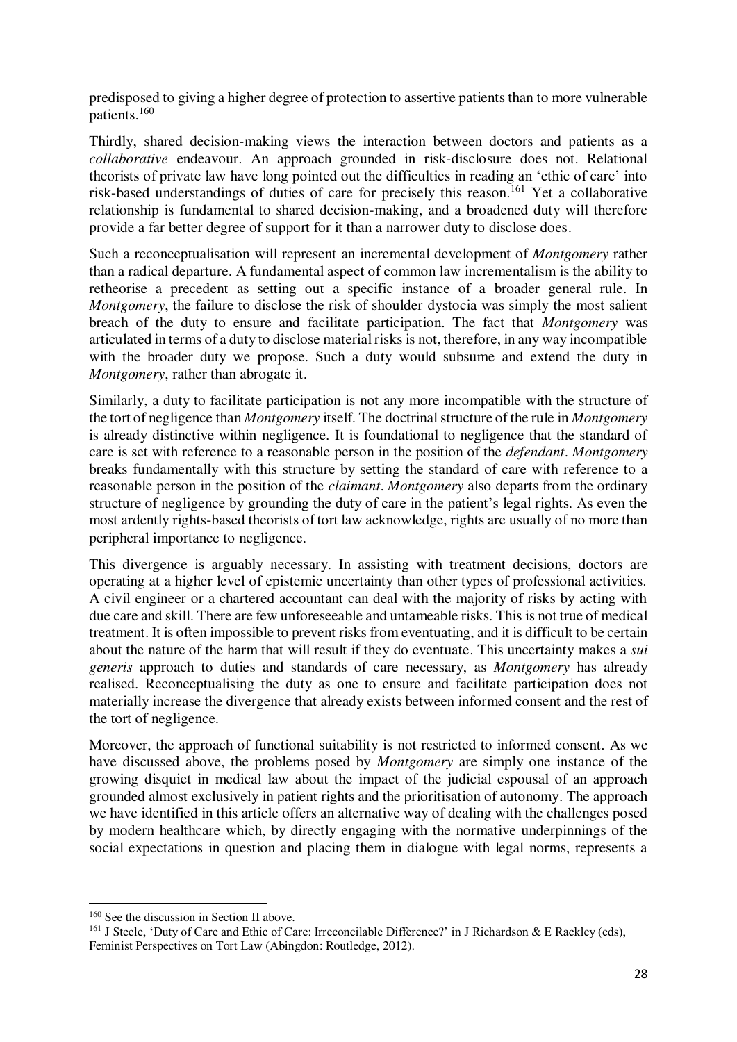predisposed to giving a higher degree of protection to assertive patients than to more vulnerable patients.[160]

Thirdly, shared decision-making views the interaction between doctors and patients as a *collaborative* endeavour. An approach grounded in risk-disclosure does not. Relational theorists of private law have long pointed out the difficulties in reading an 'ethic of care' into risk-based understandings of duties of care for precisely this reason.[161] Yet a collaborative relationship is fundamental to shared decision-making, and a broadened duty will therefore provide a far better degree of support for it than a narrower duty to disclose does.

Such a reconceptualisation will represent an incremental development of *Montgomery* rather than a radical departure. A fundamental aspect of common law incrementalism is the ability to retheorise a precedent as setting out a specific instance of a broader general rule. In *Montgomery*, the failure to disclose the risk of shoulder dystocia was simply the most salient breach of the duty to ensure and facilitate participation. The fact that *Montgomery* was articulated in terms of a duty to disclose material risks is not, therefore, in any way incompatible with the broader duty we propose. Such a duty would subsume and extend the duty in *Montgomery*, rather than abrogate it.

Similarly, a duty to facilitate participation is not any more incompatible with the structure of the tort of negligence than *Montgomery* itself. The doctrinal structure of the rule in *Montgomery* is already distinctive within negligence. It is foundational to negligence that the standard of care is set with reference to a reasonable person in the position of the *defendant*. *Montgomery* breaks fundamentally with this structure by setting the standard of care with reference to a reasonable person in the position of the *claimant*. *Montgomery* also departs from the ordinary structure of negligence by grounding the duty of care in the patient's legal rights. As even the most ardently rights-based theorists of tort law acknowledge, rights are usually of no more than peripheral importance to negligence.

This divergence is arguably necessary. In assisting with treatment decisions, doctors are operating at a higher level of epistemic uncertainty than other types of professional activities. A civil engineer or a chartered accountant can deal with the majority of risks by acting with due care and skill. There are few unforeseeable and untameable risks. This is not true of medical treatment. It is often impossible to prevent risks from eventuating, and it is difficult to be certain about the nature of the harm that will result if they do eventuate. This uncertainty makes a *sui generis* approach to duties and standards of care necessary, as *Montgomery* has already realised. Reconceptualising the duty as one to ensure and facilitate participation does not materially increase the divergence that already exists between informed consent and the rest of the tort of negligence.

Moreover, the approach of functional suitability is not restricted to informed consent. As we have discussed above, the problems posed by *Montgomery* are simply one instance of the growing disquiet in medical law about the impact of the judicial espousal of an approach grounded almost exclusively in patient rights and the prioritisation of autonomy. The approach we have identified in this article offers an alternative way of dealing with the challenges posed by modern healthcare which, by directly engaging with the normative underpinnings of the social expectations in question and placing them in dialogue with legal norms, represents a

---

[160] See the discussion in Section II above.

[161] J Steele, 'Duty of Care and Ethic of Care: Irreconcilable Difference?' in J Richardson & E Rackley (eds), Feminist Perspectives on Tort Law (Abingdon: Routledge, 2012).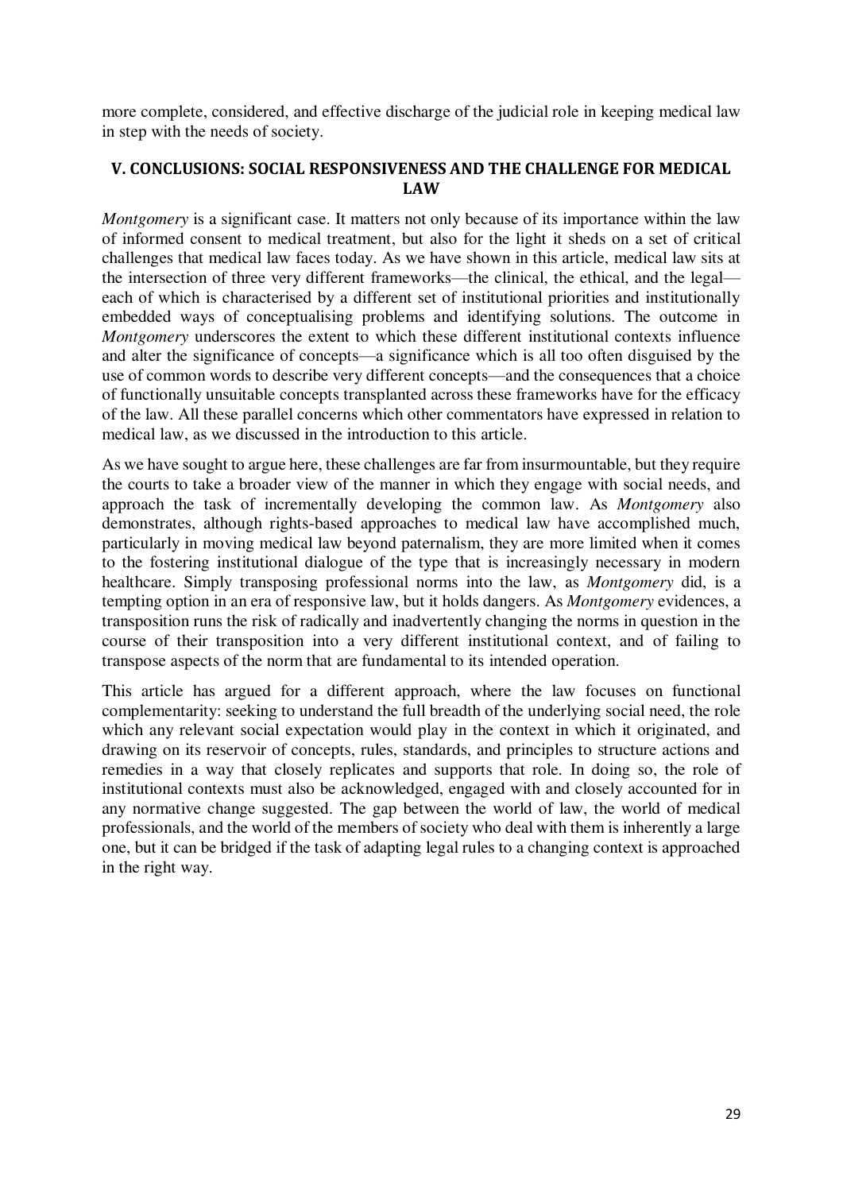more complete, considered, and effective discharge of the judicial role in keeping medical law in step with the needs of society.

## V. CONCLUSIONS: SOCIAL RESPONSIVENESS AND THE CHALLENGE FOR MEDICAL LAW

*Montgomery* is a significant case. It matters not only because of its importance within the law of informed consent to medical treatment, but also for the light it sheds on a set of critical challenges that medical law faces today. As we have shown in this article, medical law sits at the intersection of three very different frameworks—the clinical, the ethical, and the legal—each of which is characterised by a different set of institutional priorities and institutionally embedded ways of conceptualising problems and identifying solutions. The outcome in *Montgomery* underscores the extent to which these different institutional contexts influence and alter the significance of concepts—a significance which is all too often disguised by the use of common words to describe very different concepts—and the consequences that a choice of functionally unsuitable concepts transplanted across these frameworks have for the efficacy of the law. All these parallel concerns which other commentators have expressed in relation to medical law, as we discussed in the introduction to this article.

As we have sought to argue here, these challenges are far from insurmountable, but they require the courts to take a broader view of the manner in which they engage with social needs, and approach the task of incrementally developing the common law. As *Montgomery* also demonstrates, although rights-based approaches to medical law have accomplished much, particularly in moving medical law beyond paternalism, they are more limited when it comes to the fostering institutional dialogue of the type that is increasingly necessary in modern healthcare. Simply transposing professional norms into the law, as *Montgomery* did, is a tempting option in an era of responsive law, but it holds dangers. As *Montgomery* evidences, a transposition runs the risk of radically and inadvertently changing the norms in question in the course of their transposition into a very different institutional context, and of failing to transpose aspects of the norm that are fundamental to its intended operation.

This article has argued for a different approach, where the law focuses on functional complementarity: seeking to understand the full breadth of the underlying social need, the role which any relevant social expectation would play in the context in which it originated, and drawing on its reservoir of concepts, rules, standards, and principles to structure actions and remedies in a way that closely replicates and supports that role. In doing so, the role of institutional contexts must also be acknowledged, engaged with and closely accounted for in any normative change suggested. The gap between the world of law, the world of medical professionals, and the world of the members of society who deal with them is inherently a large one, but it can be bridged if the task of adapting legal rules to a changing context is approached in the right way.